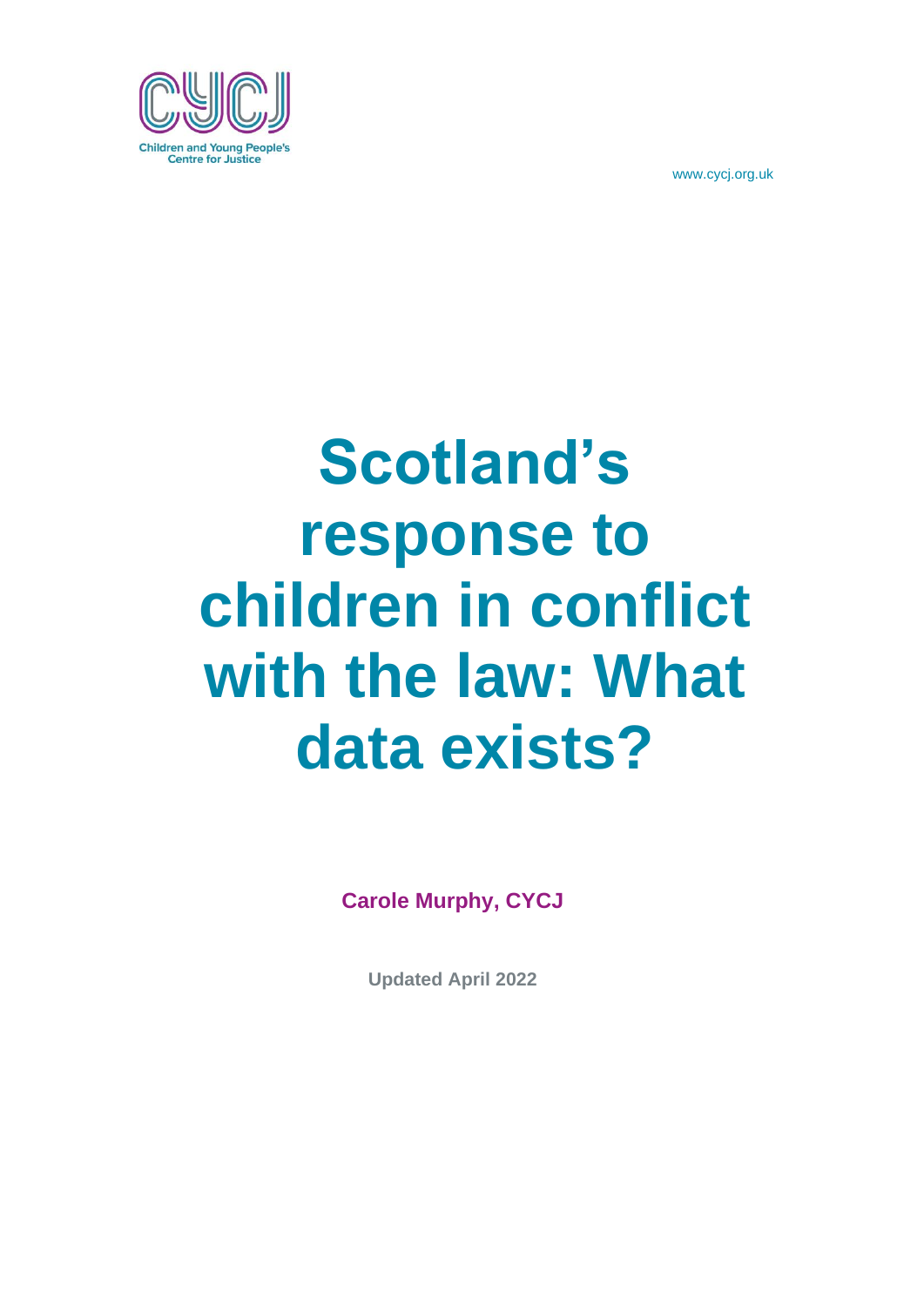CYCJ

Children and Young People's Centre for Justice

www.cycj.org.uk

# Scotland's response to children in conflict with the law: What data exists?

**Carole Murphy, CYCJ**

**Updated April 2022**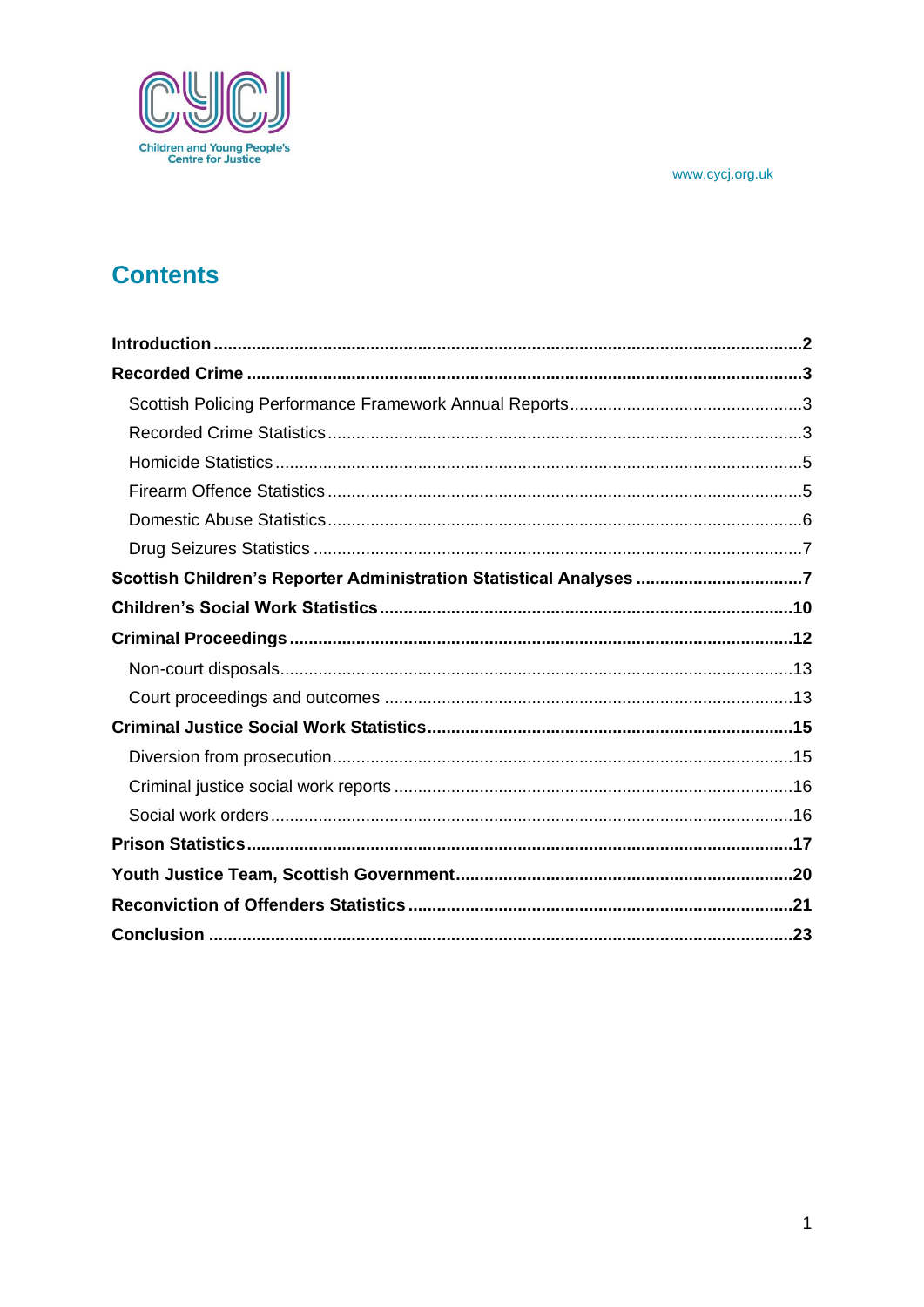www.cycj.org.uk

# Contents

**Introduction** .......... **2**

**Recorded Crime** .......... **3**

- Scottish Policing Performance Framework Annual Reports .......... 3
- Recorded Crime Statistics .......... 3
- Homicide Statistics .......... 5
- Firearm Offence Statistics .......... 5
- Domestic Abuse Statistics .......... 6
- Drug Seizures Statistics .......... 7

**Scottish Children's Reporter Administration Statistical Analyses** .......... **7**

**Children's Social Work Statistics** .......... **10**

**Criminal Proceedings** .......... **12**

- Non-court disposals .......... 13
- Court proceedings and outcomes .......... 13

**Criminal Justice Social Work Statistics** .......... **15**

- Diversion from prosecution .......... 15
- Criminal justice social work reports .......... 16
- Social work orders .......... 16

**Prison Statistics** .......... **17**

**Youth Justice Team, Scottish Government** .......... **20**

**Reconviction of Offenders Statistics** .......... **21**

**Conclusion** .......... **23**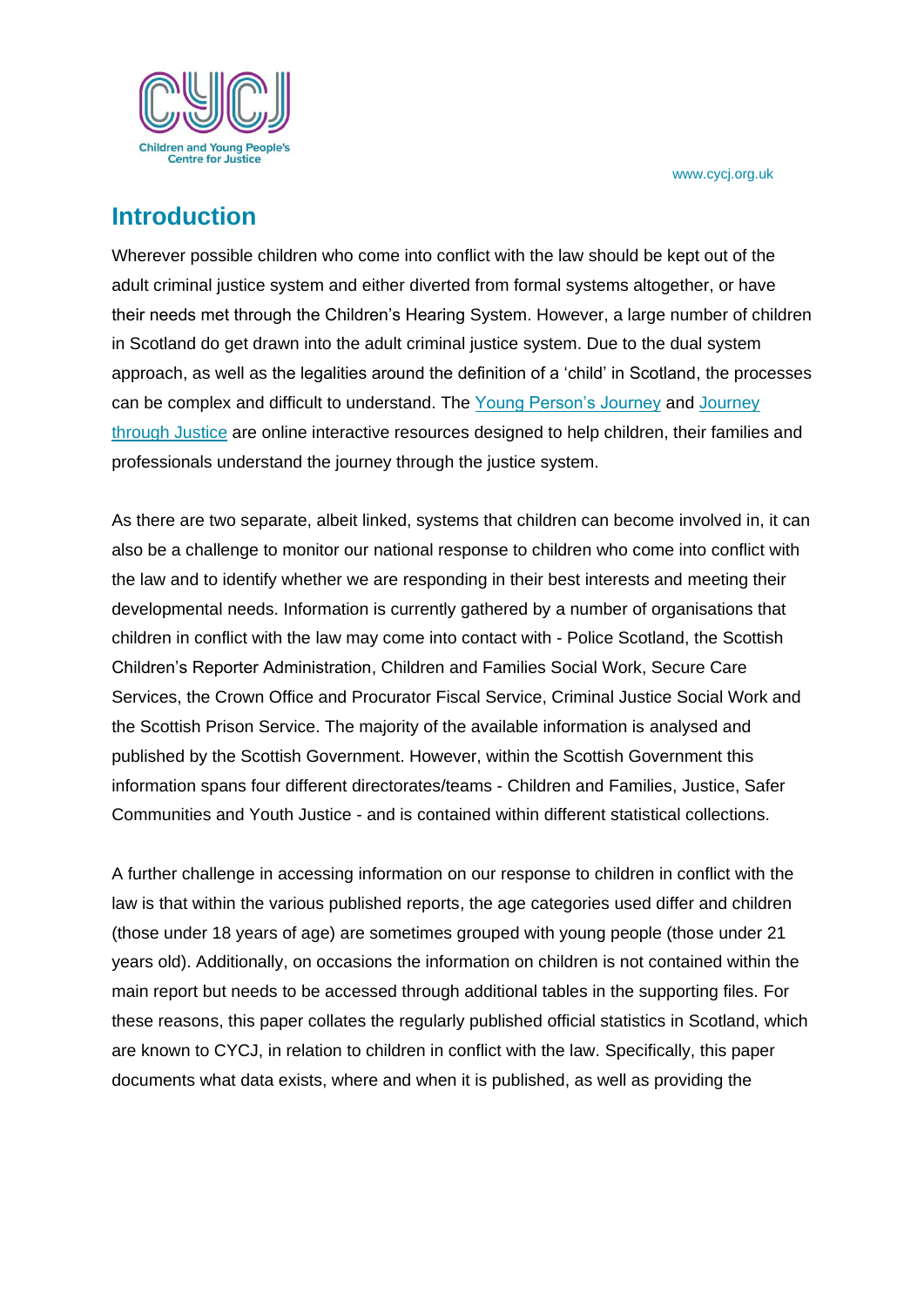## Introduction

Wherever possible children who come into conflict with the law should be kept out of the adult criminal justice system and either diverted from formal systems altogether, or have their needs met through the Children's Hearing System. However, a large number of children in Scotland do get drawn into the adult criminal justice system. Due to the dual system approach, as well as the legalities around the definition of a 'child' in Scotland, the processes can be complex and difficult to understand. The Young Person's Journey and Journey through Justice are online interactive resources designed to help children, their families and professionals understand the journey through the justice system.

As there are two separate, albeit linked, systems that children can become involved in, it can also be a challenge to monitor our national response to children who come into conflict with the law and to identify whether we are responding in their best interests and meeting their developmental needs. Information is currently gathered by a number of organisations that children in conflict with the law may come into contact with - Police Scotland, the Scottish Children's Reporter Administration, Children and Families Social Work, Secure Care Services, the Crown Office and Procurator Fiscal Service, Criminal Justice Social Work and the Scottish Prison Service. The majority of the available information is analysed and published by the Scottish Government. However, within the Scottish Government this information spans four different directorates/teams - Children and Families, Justice, Safer Communities and Youth Justice - and is contained within different statistical collections.

A further challenge in accessing information on our response to children in conflict with the law is that within the various published reports, the age categories used differ and children (those under 18 years of age) are sometimes grouped with young people (those under 21 years old). Additionally, on occasions the information on children is not contained within the main report but needs to be accessed through additional tables in the supporting files. For these reasons, this paper collates the regularly published official statistics in Scotland, which are known to CYCJ, in relation to children in conflict with the law. Specifically, this paper documents what data exists, where and when it is published, as well as providing the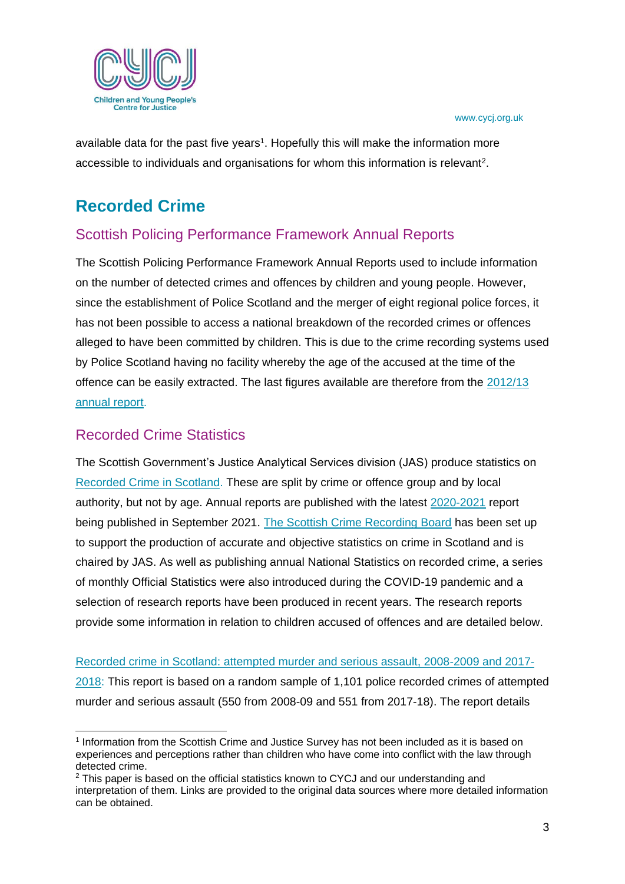available data for the past five years[1]. Hopefully this will make the information more accessible to individuals and organisations for whom this information is relevant[2].

## Recorded Crime

### Scottish Policing Performance Framework Annual Reports

The Scottish Policing Performance Framework Annual Reports used to include information on the number of detected crimes and offences by children and young people. However, since the establishment of Police Scotland and the merger of eight regional police forces, it has not been possible to access a national breakdown of the recorded crimes or offences alleged to have been committed by children. This is due to the crime recording systems used by Police Scotland having no facility whereby the age of the accused at the time of the offence can be easily extracted. The last figures available are therefore from the 2012/13 annual report.

### Recorded Crime Statistics

The Scottish Government's Justice Analytical Services division (JAS) produce statistics on Recorded Crime in Scotland. These are split by crime or offence group and by local authority, but not by age. Annual reports are published with the latest 2020-2021 report being published in September 2021. The Scottish Crime Recording Board has been set up to support the production of accurate and objective statistics on crime in Scotland and is chaired by JAS. As well as publishing annual National Statistics on recorded crime, a series of monthly Official Statistics were also introduced during the COVID-19 pandemic and a selection of research reports have been produced in recent years. The research reports provide some information in relation to children accused of offences and are detailed below.

Recorded crime in Scotland: attempted murder and serious assault, 2008-2009 and 2017-2018: This report is based on a random sample of 1,101 police recorded crimes of attempted murder and serious assault (550 from 2008-09 and 551 from 2017-18). The report details

---

[1] Information from the Scottish Crime and Justice Survey has not been included as it is based on experiences and perceptions rather than children who have come into conflict with the law through detected crime.

[2] This paper is based on the official statistics known to CYCJ and our understanding and interpretation of them. Links are provided to the original data sources where more detailed information can be obtained.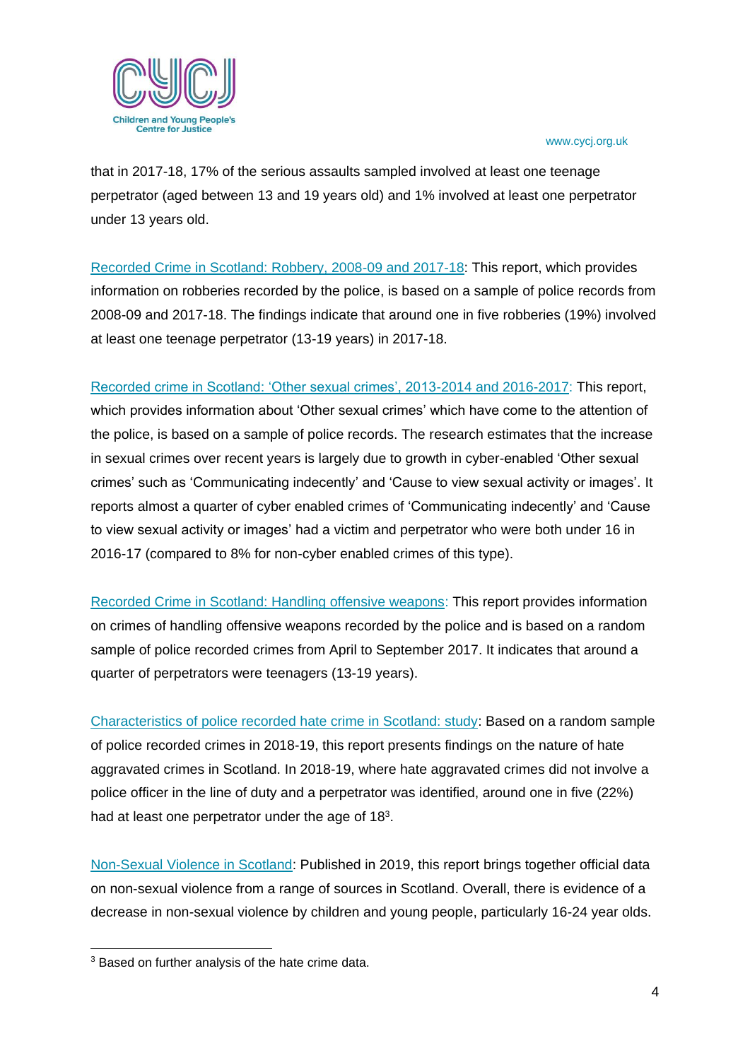that in 2017-18, 17% of the serious assaults sampled involved at least one teenage perpetrator (aged between 13 and 19 years old) and 1% involved at least one perpetrator under 13 years old.

Recorded Crime in Scotland: Robbery, 2008-09 and 2017-18: This report, which provides information on robberies recorded by the police, is based on a sample of police records from 2008-09 and 2017-18. The findings indicate that around one in five robberies (19%) involved at least one teenage perpetrator (13-19 years) in 2017-18.

Recorded crime in Scotland: 'Other sexual crimes', 2013-2014 and 2016-2017: This report, which provides information about 'Other sexual crimes' which have come to the attention of the police, is based on a sample of police records. The research estimates that the increase in sexual crimes over recent years is largely due to growth in cyber-enabled 'Other sexual crimes' such as 'Communicating indecently' and 'Cause to view sexual activity or images'. It reports almost a quarter of cyber enabled crimes of 'Communicating indecently' and 'Cause to view sexual activity or images' had a victim and perpetrator who were both under 16 in 2016-17 (compared to 8% for non-cyber enabled crimes of this type).

Recorded Crime in Scotland: Handling offensive weapons: This report provides information on crimes of handling offensive weapons recorded by the police and is based on a random sample of police recorded crimes from April to September 2017. It indicates that around a quarter of perpetrators were teenagers (13-19 years).

Characteristics of police recorded hate crime in Scotland: study: Based on a random sample of police recorded crimes in 2018-19, this report presents findings on the nature of hate aggravated crimes in Scotland. In 2018-19, where hate aggravated crimes did not involve a police officer in the line of duty and a perpetrator was identified, around one in five (22%) had at least one perpetrator under the age of 18[3].

Non-Sexual Violence in Scotland: Published in 2019, this report brings together official data on non-sexual violence from a range of sources in Scotland. Overall, there is evidence of a decrease in non-sexual violence by children and young people, particularly 16-24 year olds.

[3] Based on further analysis of the hate crime data.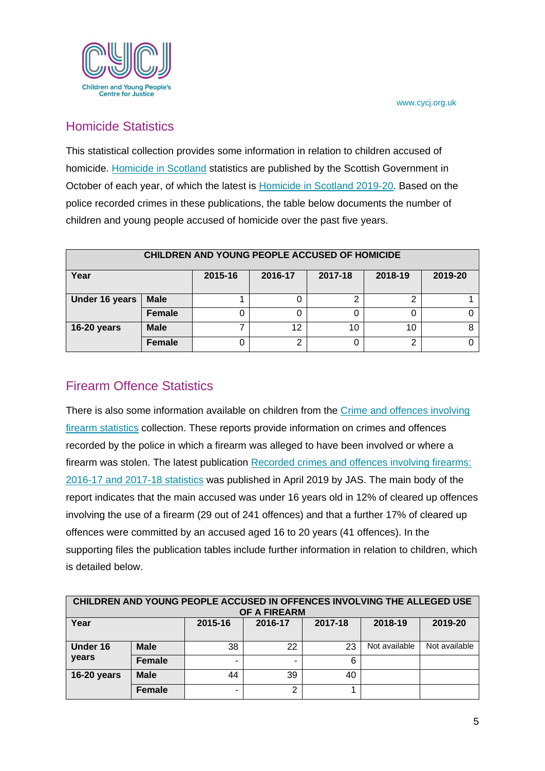## Homicide Statistics

This statistical collection provides some information in relation to children accused of homicide. [Homicide in Scotland](#) statistics are published by the Scottish Government in October of each year, of which the latest is [Homicide in Scotland 2019-20](#). Based on the police recorded crimes in these publications, the table below documents the number of children and young people accused of homicide over the past five years.

| CHILDREN AND YOUNG PEOPLE ACCUSED OF HOMICIDE | | | | | | |
|---|---|---|---|---|---|---|
| **Year** | | **2015-16** | **2016-17** | **2017-18** | **2018-19** | **2019-20** |
| **Under 16 years** | **Male** | 1 | 0 | 2 | 2 | 1 |
| | **Female** | 0 | 0 | 0 | 0 | 0 |
| **16-20 years** | **Male** | 7 | 12 | 10 | 10 | 8 |
| | **Female** | 0 | 2 | 0 | 2 | 0 |

## Firearm Offence Statistics

There is also some information available on children from the [Crime and offences involving firearm statistics](#) collection. These reports provide information on crimes and offences recorded by the police in which a firearm was alleged to have been involved or where a firearm was stolen. The latest publication [Recorded crimes and offences involving firearms: 2016-17 and 2017-18 statistics](#) was published in April 2019 by JAS. The main body of the report indicates that the main accused was under 16 years old in 12% of cleared up offences involving the use of a firearm (29 out of 241 offences) and that a further 17% of cleared up offences were committed by an accused aged 16 to 20 years (41 offences). In the supporting files the publication tables include further information in relation to children, which is detailed below.

| CHILDREN AND YOUNG PEOPLE ACCUSED IN OFFENCES INVOLVING THE ALLEGED USE OF A FIREARM | | | | | | |
|---|---|---|---|---|---|---|
| **Year** | | **2015-16** | **2016-17** | **2017-18** | **2018-19** | **2019-20** |
| **Under 16 years** | **Male** | 38 | 22 | 23 | Not available | Not available |
| | **Female** | - | - | 6 | | |
| **16-20 years** | **Male** | 44 | 39 | 40 | | |
| | **Female** | - | 2 | 1 | | |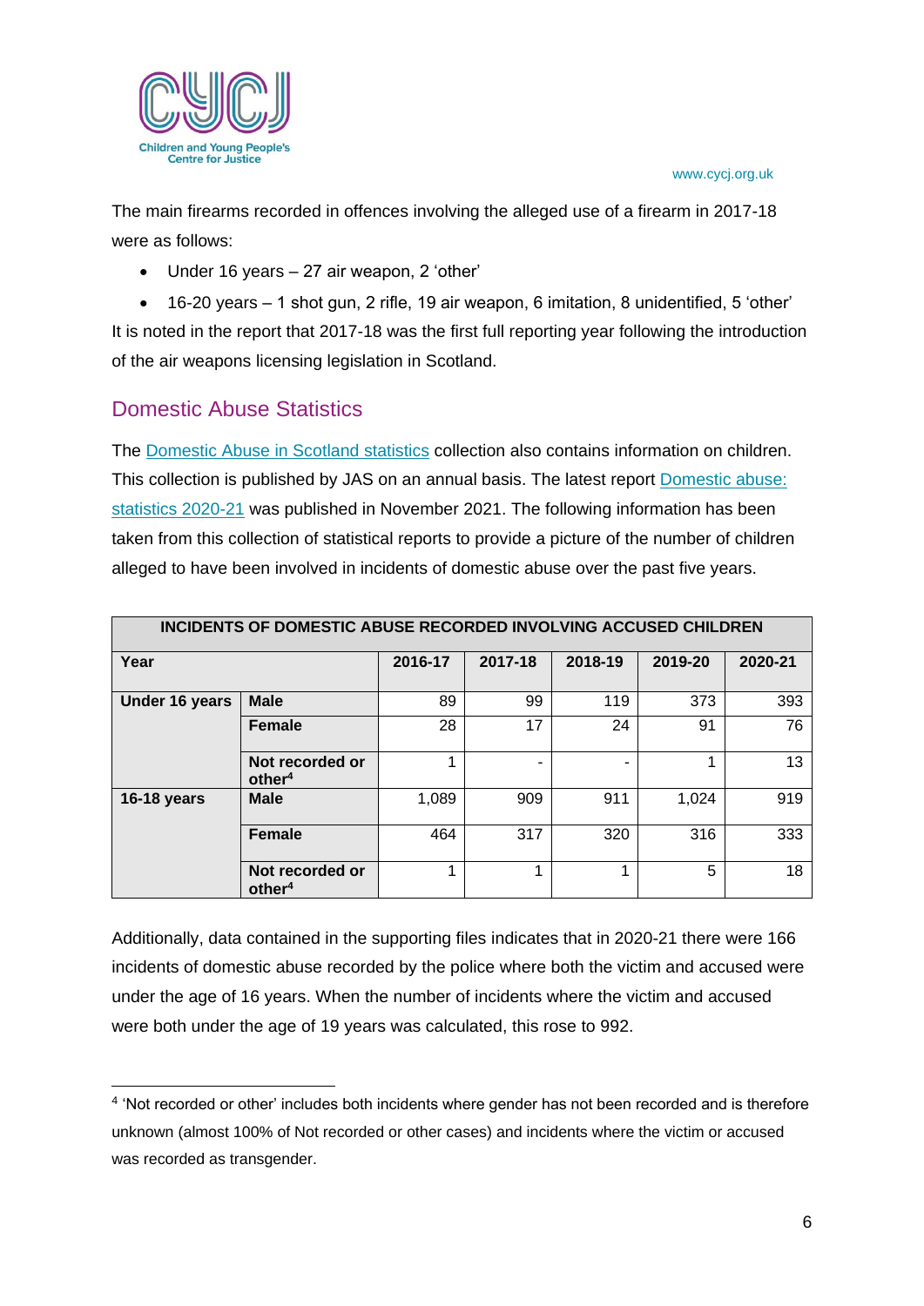The main firearms recorded in offences involving the alleged use of a firearm in 2017-18 were as follows:

- Under 16 years – 27 air weapon, 2 'other'
- 16-20 years – 1 shot gun, 2 rifle, 19 air weapon, 6 imitation, 8 unidentified, 5 'other'

It is noted in the report that 2017-18 was the first full reporting year following the introduction of the air weapons licensing legislation in Scotland.

## Domestic Abuse Statistics

The [Domestic Abuse in Scotland statistics](#) collection also contains information on children. This collection is published by JAS on an annual basis. The latest report [Domestic abuse: statistics 2020-21](#) was published in November 2021. The following information has been taken from this collection of statistical reports to provide a picture of the number of children alleged to have been involved in incidents of domestic abuse over the past five years.

| INCIDENTS OF DOMESTIC ABUSE RECORDED INVOLVING ACCUSED CHILDREN | | | | | | |
|---|---|---|---|---|---|---|
| **Year** | | **2016-17** | **2017-18** | **2018-19** | **2019-20** | **2020-21** |
| **Under 16 years** | **Male** | 89 | 99 | 119 | 373 | 393 |
| | **Female** | 28 | 17 | 24 | 91 | 76 |
| | **Not recorded or other[4]** | 1 | - | - | 1 | 13 |
| **16-18 years** | **Male** | 1,089 | 909 | 911 | 1,024 | 919 |
| | **Female** | 464 | 317 | 320 | 316 | 333 |
| | **Not recorded or other[4]** | 1 | 1 | 1 | 5 | 18 |

Additionally, data contained in the supporting files indicates that in 2020-21 there were 166 incidents of domestic abuse recorded by the police where both the victim and accused were under the age of 16 years. When the number of incidents where the victim and accused were both under the age of 19 years was calculated, this rose to 992.

[4] 'Not recorded or other' includes both incidents where gender has not been recorded and is therefore unknown (almost 100% of Not recorded or other cases) and incidents where the victim or accused was recorded as transgender.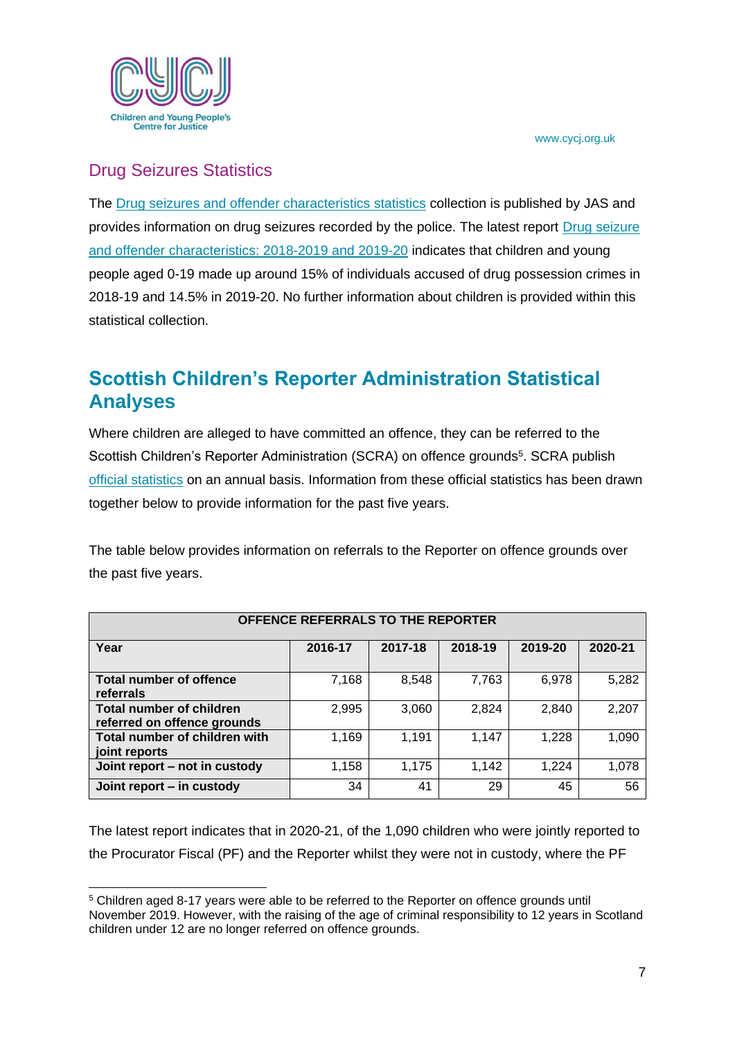## Drug Seizures Statistics

The Drug seizures and offender characteristics statistics collection is published by JAS and provides information on drug seizures recorded by the police. The latest report Drug seizure and offender characteristics: 2018-2019 and 2019-20 indicates that children and young people aged 0-19 made up around 15% of individuals accused of drug possession crimes in 2018-19 and 14.5% in 2019-20. No further information about children is provided within this statistical collection.

# Scottish Children's Reporter Administration Statistical Analyses

Where children are alleged to have committed an offence, they can be referred to the Scottish Children's Reporter Administration (SCRA) on offence grounds[5]. SCRA publish official statistics on an annual basis. Information from these official statistics has been drawn together below to provide information for the past five years.

The table below provides information on referrals to the Reporter on offence grounds over the past five years.

| OFFENCE REFERRALS TO THE REPORTER | | | | | |
|---|---|---|---|---|---|
| **Year** | **2016-17** | **2017-18** | **2018-19** | **2019-20** | **2020-21** |
| **Total number of offence referrals** | 7,168 | 8,548 | 7,763 | 6,978 | 5,282 |
| **Total number of children referred on offence grounds** | 2,995 | 3,060 | 2,824 | 2,840 | 2,207 |
| **Total number of children with joint reports** | 1,169 | 1,191 | 1,147 | 1,228 | 1,090 |
| **Joint report – not in custody** | 1,158 | 1,175 | 1,142 | 1,224 | 1,078 |
| **Joint report – in custody** | 34 | 41 | 29 | 45 | 56 |

The latest report indicates that in 2020-21, of the 1,090 children who were jointly reported to the Procurator Fiscal (PF) and the Reporter whilst they were not in custody, where the PF

[5] Children aged 8-17 years were able to be referred to the Reporter on offence grounds until November 2019. However, with the raising of the age of criminal responsibility to 12 years in Scotland children under 12 are no longer referred on offence grounds.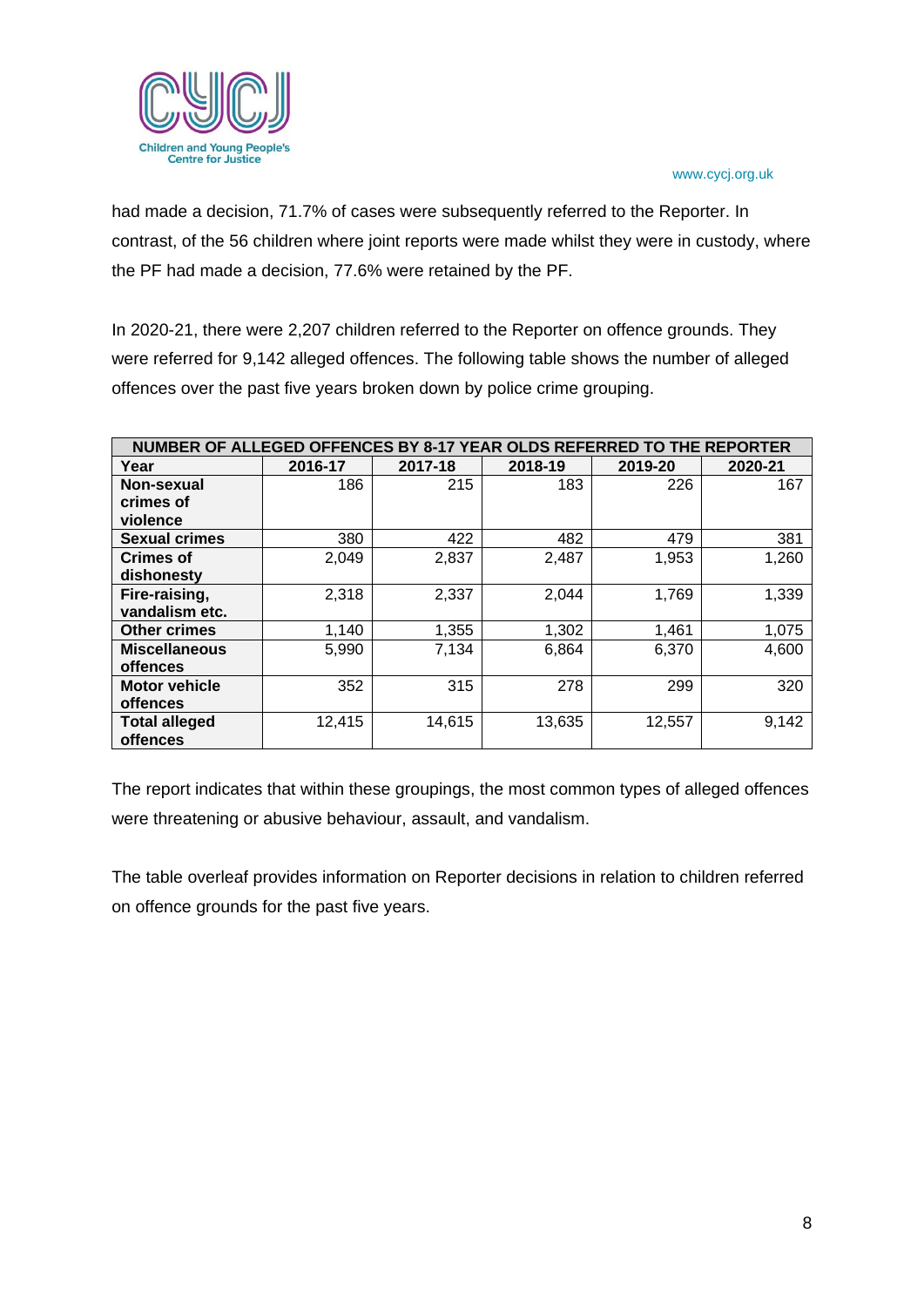had made a decision, 71.7% of cases were subsequently referred to the Reporter. In contrast, of the 56 children where joint reports were made whilst they were in custody, where the PF had made a decision, 77.6% were retained by the PF.

In 2020-21, there were 2,207 children referred to the Reporter on offence grounds. They were referred for 9,142 alleged offences. The following table shows the number of alleged offences over the past five years broken down by police crime grouping.

| NUMBER OF ALLEGED OFFENCES BY 8-17 YEAR OLDS REFERRED TO THE REPORTER | | | | | |
|---|---|---|---|---|---|
| **Year** | **2016-17** | **2017-18** | **2018-19** | **2019-20** | **2020-21** |
| **Non-sexual crimes of violence** | 186 | 215 | 183 | 226 | 167 |
| **Sexual crimes** | 380 | 422 | 482 | 479 | 381 |
| **Crimes of dishonesty** | 2,049 | 2,837 | 2,487 | 1,953 | 1,260 |
| **Fire-raising, vandalism etc.** | 2,318 | 2,337 | 2,044 | 1,769 | 1,339 |
| **Other crimes** | 1,140 | 1,355 | 1,302 | 1,461 | 1,075 |
| **Miscellaneous offences** | 5,990 | 7,134 | 6,864 | 6,370 | 4,600 |
| **Motor vehicle offences** | 352 | 315 | 278 | 299 | 320 |
| **Total alleged offences** | 12,415 | 14,615 | 13,635 | 12,557 | 9,142 |

The report indicates that within these groupings, the most common types of alleged offences were threatening or abusive behaviour, assault, and vandalism.

The table overleaf provides information on Reporter decisions in relation to children referred on offence grounds for the past five years.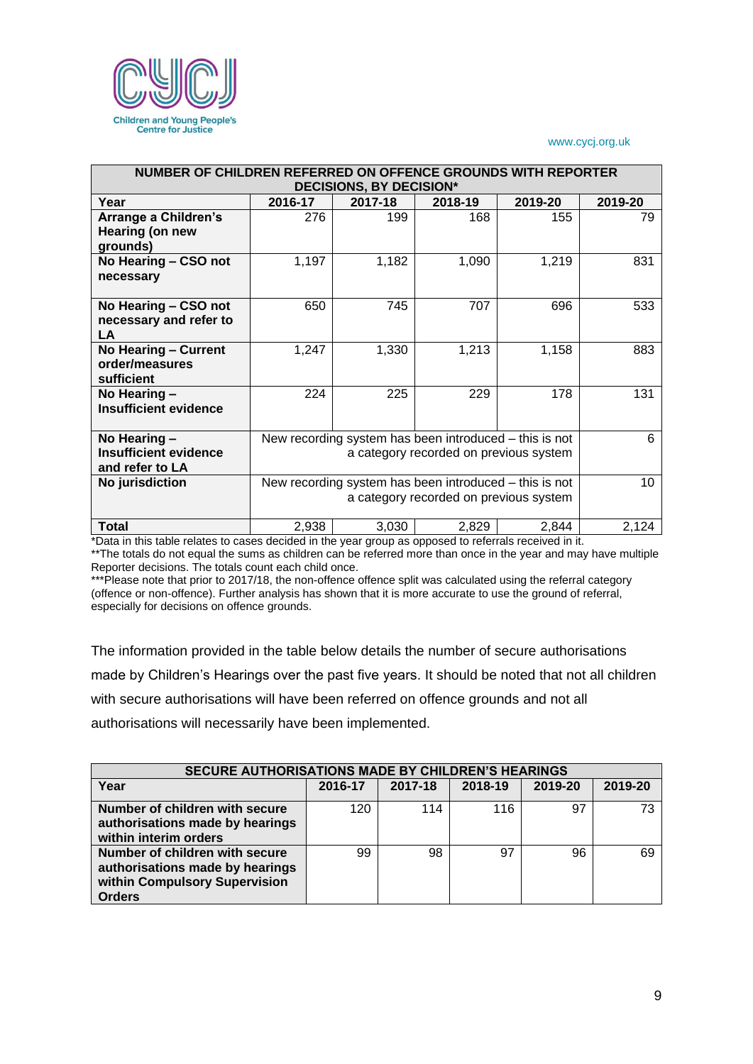| NUMBER OF CHILDREN REFERRED ON OFFENCE GROUNDS WITH REPORTER DECISIONS, BY DECISION* | | | | | |
|---|---|---|---|---|---|
| **Year** | **2016-17** | **2017-18** | **2018-19** | **2019-20** | **2019-20** |
| **Arrange a Children's Hearing (on new grounds)** | 276 | 199 | 168 | 155 | 79 |
| **No Hearing – CSO not necessary** | 1,197 | 1,182 | 1,090 | 1,219 | 831 |
| **No Hearing – CSO not necessary and refer to LA** | 650 | 745 | 707 | 696 | 533 |
| **No Hearing – Current order/measures sufficient** | 1,247 | 1,330 | 1,213 | 1,158 | 883 |
| **No Hearing – Insufficient evidence** | 224 | 225 | 229 | 178 | 131 |
| **No Hearing – Insufficient evidence and refer to LA** | New recording system has been introduced – this is not a category recorded on previous system | | | | 6 |
| **No jurisdiction** | New recording system has been introduced – this is not a category recorded on previous system | | | | 10 |
| **Total** | 2,938 | 3,030 | 2,829 | 2,844 | 2,124 |

*Data in this table relates to cases decided in the year group as opposed to referrals received in it.
**The totals do not equal the sums as children can be referred more than once in the year and may have multiple Reporter decisions. The totals count each child once.
***Please note that prior to 2017/18, the non-offence offence split was calculated using the referral category (offence or non-offence). Further analysis has shown that it is more accurate to use the ground of referral, especially for decisions on offence grounds.

The information provided in the table below details the number of secure authorisations made by Children's Hearings over the past five years. It should be noted that not all children with secure authorisations will have been referred on offence grounds and not all authorisations will necessarily have been implemented.

| SECURE AUTHORISATIONS MADE BY CHILDREN'S HEARINGS | | | | | |
|---|---|---|---|---|---|
| **Year** | **2016-17** | **2017-18** | **2018-19** | **2019-20** | **2019-20** |
| **Number of children with secure authorisations made by hearings within interim orders** | 120 | 114 | 116 | 97 | 73 |
| **Number of children with secure authorisations made by hearings within Compulsory Supervision Orders** | 99 | 98 | 97 | 96 | 69 |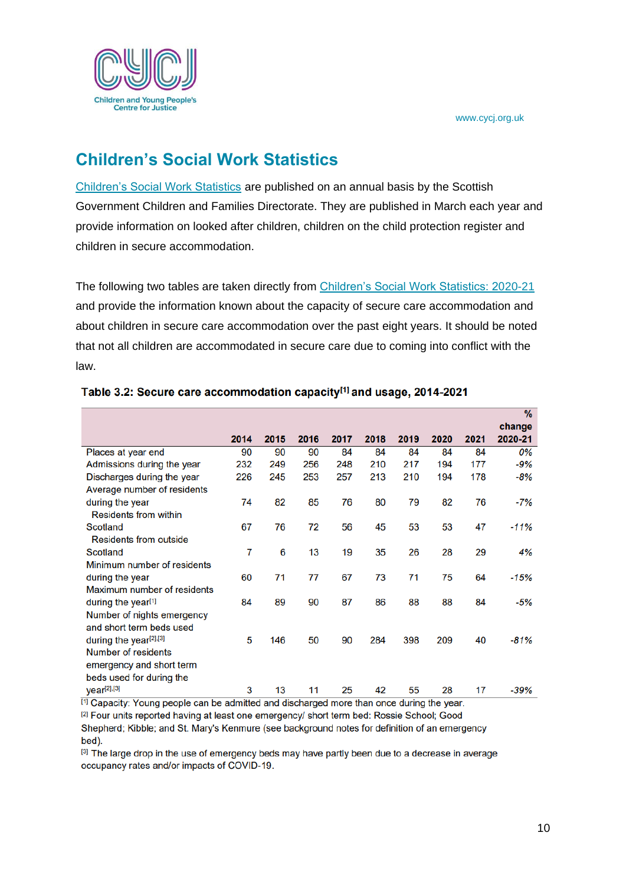## Children's Social Work Statistics

Children's Social Work Statistics are published on an annual basis by the Scottish Government Children and Families Directorate. They are published in March each year and provide information on looked after children, children on the child protection register and children in secure accommodation.

The following two tables are taken directly from Children's Social Work Statistics: 2020-21 and provide the information known about the capacity of secure care accommodation and about children in secure care accommodation over the past eight years. It should be noted that not all children are accommodated in secure care due to coming into conflict with the law.

**Table 3.2: Secure care accommodation capacity[1] and usage, 2014-2021**

| | 2014 | 2015 | 2016 | 2017 | 2018 | 2019 | 2020 | 2021 | % change 2020-21 |
|---|---|---|---|---|---|---|---|---|---|
| Places at year end | 90 | 90 | 90 | 84 | 84 | 84 | 84 | 84 | *0%* |
| Admissions during the year | 232 | 249 | 256 | 248 | 210 | 217 | 194 | 177 | *-9%* |
| Discharges during the year | 226 | 245 | 253 | 257 | 213 | 210 | 194 | 178 | *-8%* |
| Average number of residents during the year | 74 | 82 | 85 | 76 | 80 | 79 | 82 | 76 | *-7%* |
| Residents from within Scotland | 67 | 76 | 72 | 56 | 45 | 53 | 53 | 47 | *-11%* |
| Residents from outside Scotland | 7 | 6 | 13 | 19 | 35 | 26 | 28 | 29 | *4%* |
| Minimum number of residents during the year | 60 | 71 | 77 | 67 | 73 | 71 | 75 | 64 | *-15%* |
| Maximum number of residents during the year[1] | 84 | 89 | 90 | 87 | 86 | 88 | 88 | 84 | *-5%* |
| Number of nights emergency and short term beds used during the year[2],[3] | 5 | 146 | 50 | 90 | 284 | 398 | 209 | 40 | *-81%* |
| Number of residents emergency and short term beds used for during the year[2],[3] | 3 | 13 | 11 | 25 | 42 | 55 | 28 | 17 | *-39%* |

[1] Capacity: Young people can be admitted and discharged more than once during the year.
[2] Four units reported having at least one emergency/ short term bed: Rossie School; Good Shepherd; Kibble; and St. Mary's Kenmure (see background notes for definition of an emergency bed).
[3] The large drop in the use of emergency beds may have partly been due to a decrease in average occupancy rates and/or impacts of COVID-19.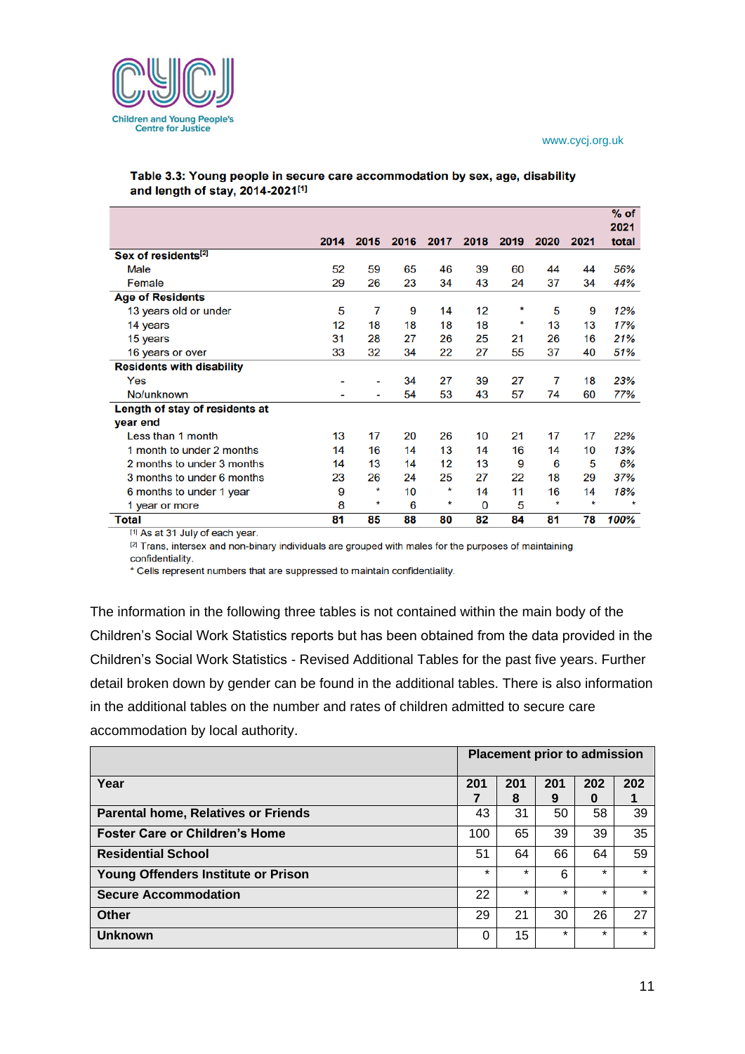**Table 3.3: Young people in secure care accommodation by sex, age, disability and length of stay, 2014-2021[1]**

| | 2014 | 2015 | 2016 | 2017 | 2018 | 2019 | 2020 | 2021 | % of 2021 total |
|---|---|---|---|---|---|---|---|---|---|
| **Sex of residents[2]** | | | | | | | | | |
| Male | 52 | 59 | 65 | 46 | 39 | 60 | 44 | 44 | *56%* |
| Female | 29 | 26 | 23 | 34 | 43 | 24 | 37 | 34 | *44%* |
| **Age of Residents** | | | | | | | | | |
| 13 years old or under | 5 | 7 | 9 | 14 | 12 | * | 5 | 9 | *12%* |
| 14 years | 12 | 18 | 18 | 18 | 18 | * | 13 | 13 | *17%* |
| 15 years | 31 | 28 | 27 | 26 | 25 | 21 | 26 | 16 | *21%* |
| 16 years or over | 33 | 32 | 34 | 22 | 27 | 55 | 37 | 40 | *51%* |
| **Residents with disability** | | | | | | | | | |
| Yes | - | - | 34 | 27 | 39 | 27 | 7 | 18 | *23%* |
| No/unknown | - | - | 54 | 53 | 43 | 57 | 74 | 60 | *77%* |
| **Length of stay of residents at year end** | | | | | | | | | |
| Less than 1 month | 13 | 17 | 20 | 26 | 10 | 21 | 17 | 17 | *22%* |
| 1 month to under 2 months | 14 | 16 | 14 | 13 | 14 | 16 | 14 | 10 | *13%* |
| 2 months to under 3 months | 14 | 13 | 14 | 12 | 13 | 9 | 6 | 5 | *6%* |
| 3 months to under 6 months | 23 | 26 | 24 | 25 | 27 | 22 | 18 | 29 | *37%* |
| 6 months to under 1 year | 9 | * | 10 | * | 14 | 11 | 16 | 14 | *18%* |
| 1 year or more | 8 | * | 6 | * | 0 | 5 | * | * | * |
| **Total** | **81** | **85** | **88** | **80** | **82** | **84** | **81** | **78** | ***100%*** |

[1] As at 31 July of each year.
[2] Trans, intersex and non-binary individuals are grouped with males for the purposes of maintaining confidentiality.
* Cells represent numbers that are suppressed to maintain confidentiality.

The information in the following three tables is not contained within the main body of the Children's Social Work Statistics reports but has been obtained from the data provided in the Children's Social Work Statistics - Revised Additional Tables for the past five years. Further detail broken down by gender can be found in the additional tables. There is also information in the additional tables on the number and rates of children admitted to secure care accommodation by local authority.

| | **Placement prior to admission** | | | | |
|---|---|---|---|---|---|
| **Year** | **2017** | **2018** | **2019** | **2020** | **2021** |
| **Parental home, Relatives or Friends** | 43 | 31 | 50 | 58 | 39 |
| **Foster Care or Children's Home** | 100 | 65 | 39 | 39 | 35 |
| **Residential School** | 51 | 64 | 66 | 64 | 59 |
| **Young Offenders Institute or Prison** | * | * | 6 | * | * |
| **Secure Accommodation** | 22 | * | * | * | * |
| **Other** | 29 | 21 | 30 | 26 | 27 |
| **Unknown** | 0 | 15 | * | * | * |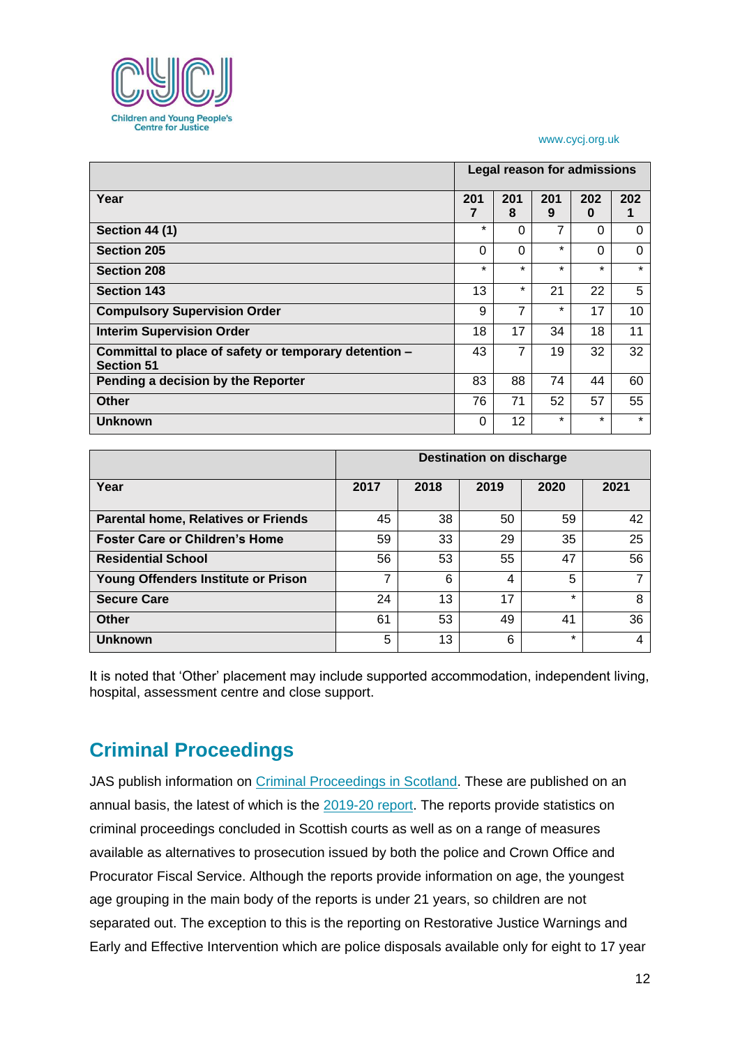| Year | Legal reason for admissions | | | | |
|---|---|---|---|---|---|
| | 2017 | 2018 | 2019 | 2020 | 2021 |
| **Section 44 (1)** | * | 0 | 7 | 0 | 0 |
| **Section 205** | 0 | 0 | * | 0 | 0 |
| **Section 208** | * | * | * | * | * |
| **Section 143** | 13 | * | 21 | 22 | 5 |
| **Compulsory Supervision Order** | 9 | 7 | * | 17 | 10 |
| **Interim Supervision Order** | 18 | 17 | 34 | 18 | 11 |
| **Committal to place of safety or temporary detention – Section 51** | 43 | 7 | 19 | 32 | 32 |
| **Pending a decision by the Reporter** | 83 | 88 | 74 | 44 | 60 |
| **Other** | 76 | 71 | 52 | 57 | 55 |
| **Unknown** | 0 | 12 | * | * | * |

| Year | Destination on discharge | | | | |
|---|---|---|---|---|---|
| | 2017 | 2018 | 2019 | 2020 | 2021 |
| **Parental home, Relatives or Friends** | 45 | 38 | 50 | 59 | 42 |
| **Foster Care or Children's Home** | 59 | 33 | 29 | 35 | 25 |
| **Residential School** | 56 | 53 | 55 | 47 | 56 |
| **Young Offenders Institute or Prison** | 7 | 6 | 4 | 5 | 7 |
| **Secure Care** | 24 | 13 | 17 | * | 8 |
| **Other** | 61 | 53 | 49 | 41 | 36 |
| **Unknown** | 5 | 13 | 6 | * | 4 |

It is noted that 'Other' placement may include supported accommodation, independent living, hospital, assessment centre and close support.

## Criminal Proceedings

JAS publish information on Criminal Proceedings in Scotland. These are published on an annual basis, the latest of which is the 2019-20 report. The reports provide statistics on criminal proceedings concluded in Scottish courts as well as on a range of measures available as alternatives to prosecution issued by both the police and Crown Office and Procurator Fiscal Service. Although the reports provide information on age, the youngest age grouping in the main body of the reports is under 21 years, so children are not separated out. The exception to this is the reporting on Restorative Justice Warnings and Early and Effective Intervention which are police disposals available only for eight to 17 year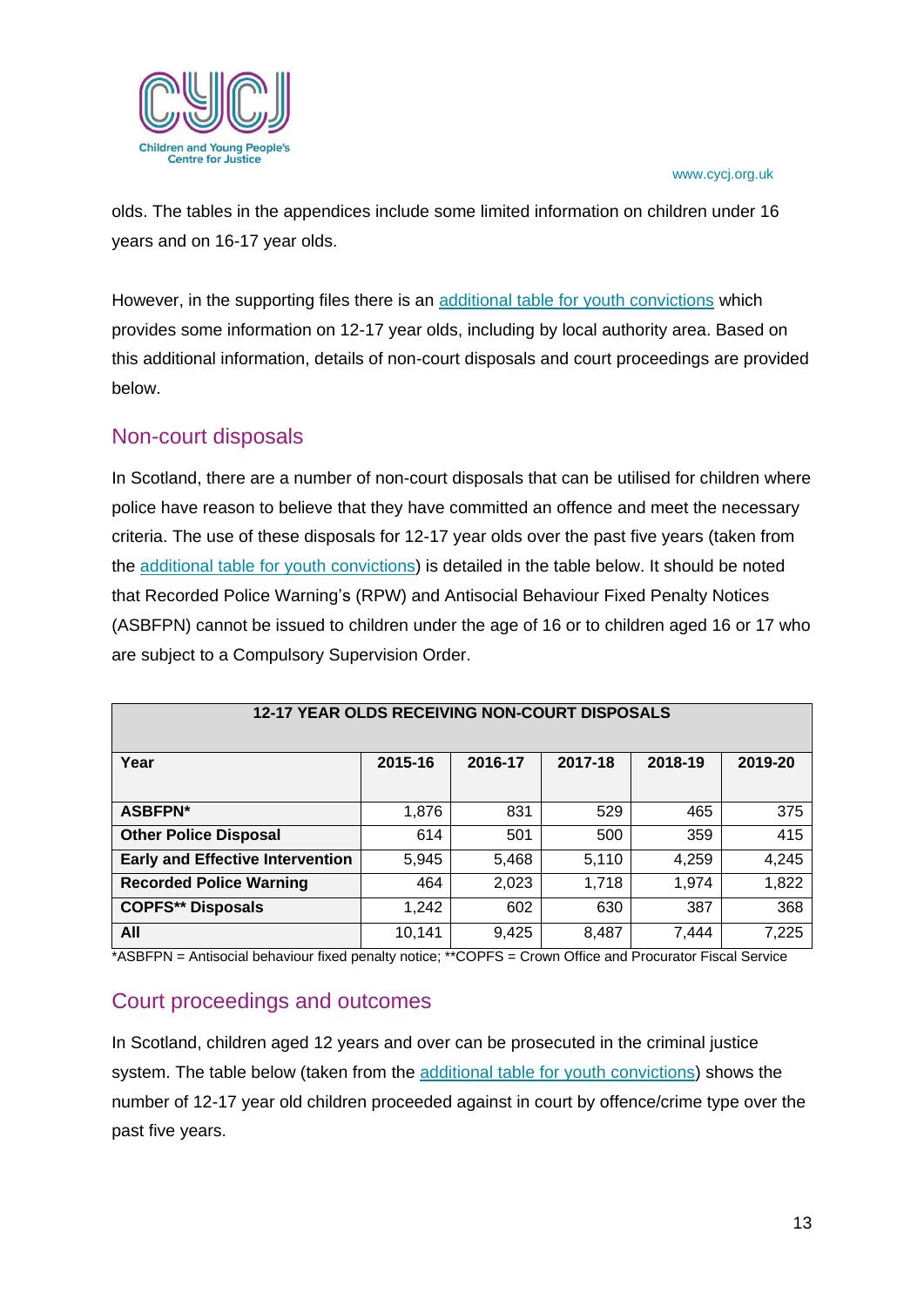olds. The tables in the appendices include some limited information on children under 16 years and on 16-17 year olds.

However, in the supporting files there is an [additional table for youth convictions] which provides some information on 12-17 year olds, including by local authority area. Based on this additional information, details of non-court disposals and court proceedings are provided below.

## Non-court disposals

In Scotland, there are a number of non-court disposals that can be utilised for children where police have reason to believe that they have committed an offence and meet the necessary criteria. The use of these disposals for 12-17 year olds over the past five years (taken from the additional table for youth convictions) is detailed in the table below. It should be noted that Recorded Police Warning's (RPW) and Antisocial Behaviour Fixed Penalty Notices (ASBFPN) cannot be issued to children under the age of 16 or to children aged 16 or 17 who are subject to a Compulsory Supervision Order.

| 12-17 YEAR OLDS RECEIVING NON-COURT DISPOSALS | | | | | |
|---|---|---|---|---|---|
| **Year** | **2015-16** | **2016-17** | **2017-18** | **2018-19** | **2019-20** |
| **ASBFPN*** | 1,876 | 831 | 529 | 465 | 375 |
| **Other Police Disposal** | 614 | 501 | 500 | 359 | 415 |
| **Early and Effective Intervention** | 5,945 | 5,468 | 5,110 | 4,259 | 4,245 |
| **Recorded Police Warning** | 464 | 2,023 | 1,718 | 1,974 | 1,822 |
| **COPFS** Disposals** | 1,242 | 602 | 630 | 387 | 368 |
| **All** | 10,141 | 9,425 | 8,487 | 7,444 | 7,225 |

*ASBFPN = Antisocial behaviour fixed penalty notice; **COPFS = Crown Office and Procurator Fiscal Service

## Court proceedings and outcomes

In Scotland, children aged 12 years and over can be prosecuted in the criminal justice system. The table below (taken from the additional table for youth convictions) shows the number of 12-17 year old children proceeded against in court by offence/crime type over the past five years.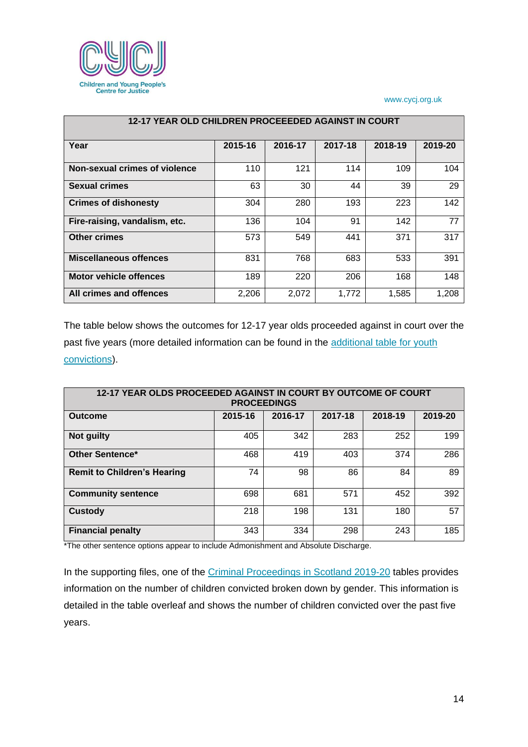| 12-17 YEAR OLD CHILDREN PROCEEEDED AGAINST IN COURT | | | | | |
|---|---|---|---|---|---|
| **Year** | **2015-16** | **2016-17** | **2017-18** | **2018-19** | **2019-20** |
| **Non-sexual crimes of violence** | 110 | 121 | 114 | 109 | 104 |
| **Sexual crimes** | 63 | 30 | 44 | 39 | 29 |
| **Crimes of dishonesty** | 304 | 280 | 193 | 223 | 142 |
| **Fire-raising, vandalism, etc.** | 136 | 104 | 91 | 142 | 77 |
| **Other crimes** | 573 | 549 | 441 | 371 | 317 |
| **Miscellaneous offences** | 831 | 768 | 683 | 533 | 391 |
| **Motor vehicle offences** | 189 | 220 | 206 | 168 | 148 |
| **All crimes and offences** | 2,206 | 2,072 | 1,772 | 1,585 | 1,208 |

The table below shows the outcomes for 12-17 year olds proceeded against in court over the past five years (more detailed information can be found in the additional table for youth convictions).

| 12-17 YEAR OLDS PROCEEDED AGAINST IN COURT BY OUTCOME OF COURT PROCEEDINGS | | | | | |
|---|---|---|---|---|---|
| **Outcome** | **2015-16** | **2016-17** | **2017-18** | **2018-19** | **2019-20** |
| **Not guilty** | 405 | 342 | 283 | 252 | 199 |
| **Other Sentence*** | 468 | 419 | 403 | 374 | 286 |
| **Remit to Children's Hearing** | 74 | 98 | 86 | 84 | 89 |
| **Community sentence** | 698 | 681 | 571 | 452 | 392 |
| **Custody** | 218 | 198 | 131 | 180 | 57 |
| **Financial penalty** | 343 | 334 | 298 | 243 | 185 |

*The other sentence options appear to include Admonishment and Absolute Discharge.

In the supporting files, one of the Criminal Proceedings in Scotland 2019-20 tables provides information on the number of children convicted broken down by gender. This information is detailed in the table overleaf and shows the number of children convicted over the past five years.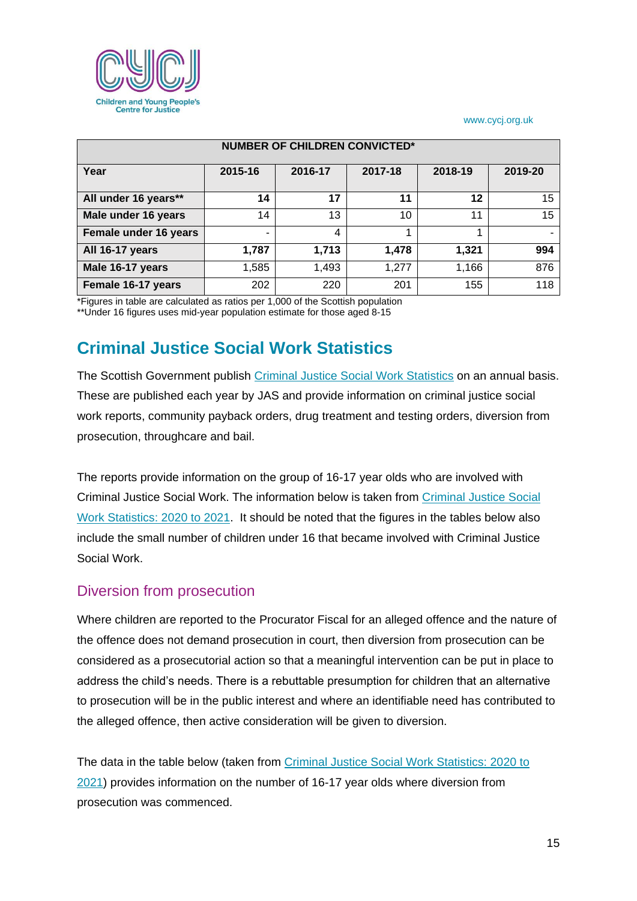| NUMBER OF CHILDREN CONVICTED* | | | | | |
|---|---|---|---|---|---|
| **Year** | **2015-16** | **2016-17** | **2017-18** | **2018-19** | **2019-20** |
| **All under 16 years**** | **14** | **17** | **11** | **12** | 15 |
| **Male under 16 years** | 14 | 13 | 10 | 11 | 15 |
| **Female under 16 years** | - | 4 | 1 | 1 | - |
| **All 16-17 years** | **1,787** | **1,713** | **1,478** | **1,321** | **994** |
| **Male 16-17 years** | 1,585 | 1,493 | 1,277 | 1,166 | 876 |
| **Female 16-17 years** | 202 | 220 | 201 | 155 | 118 |

*Figures in table are calculated as ratios per 1,000 of the Scottish population
**Under 16 figures uses mid-year population estimate for those aged 8-15

## Criminal Justice Social Work Statistics

The Scottish Government publish Criminal Justice Social Work Statistics on an annual basis. These are published each year by JAS and provide information on criminal justice social work reports, community payback orders, drug treatment and testing orders, diversion from prosecution, throughcare and bail.

The reports provide information on the group of 16-17 year olds who are involved with Criminal Justice Social Work. The information below is taken from Criminal Justice Social Work Statistics: 2020 to 2021. It should be noted that the figures in the tables below also include the small number of children under 16 that became involved with Criminal Justice Social Work.

### Diversion from prosecution

Where children are reported to the Procurator Fiscal for an alleged offence and the nature of the offence does not demand prosecution in court, then diversion from prosecution can be considered as a prosecutorial action so that a meaningful intervention can be put in place to address the child's needs. There is a rebuttable presumption for children that an alternative to prosecution will be in the public interest and where an identifiable need has contributed to the alleged offence, then active consideration will be given to diversion.

The data in the table below (taken from Criminal Justice Social Work Statistics: 2020 to 2021) provides information on the number of 16-17 year olds where diversion from prosecution was commenced.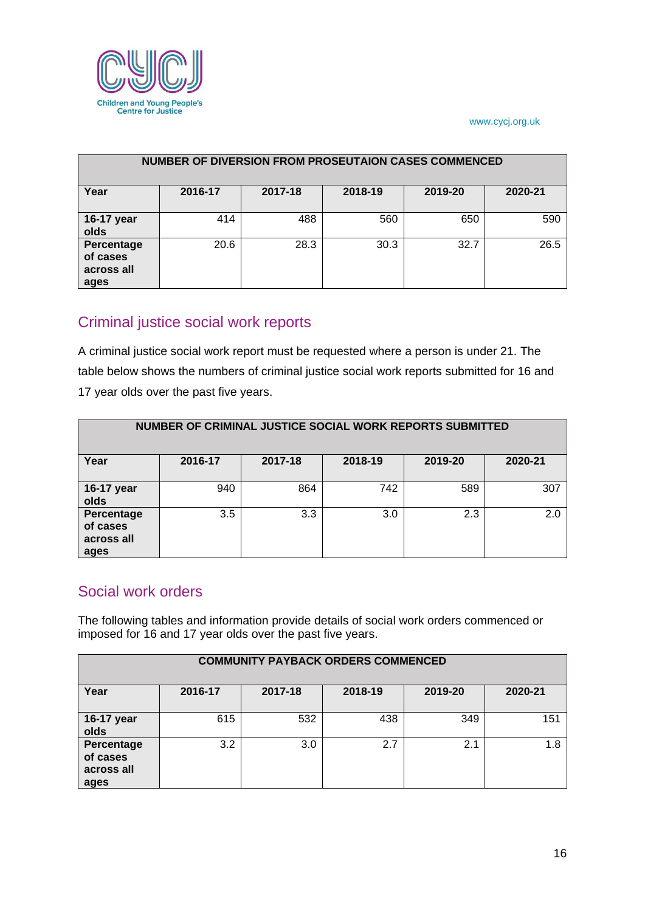| NUMBER OF DIVERSION FROM PROSEUTAION CASES COMMENCED | | | | | |
|---|---|---|---|---|---|
| **Year** | **2016-17** | **2017-18** | **2018-19** | **2019-20** | **2020-21** |
| **16-17 year olds** | 414 | 488 | 560 | 650 | 590 |
| **Percentage of cases across all ages** | 20.6 | 28.3 | 30.3 | 32.7 | 26.5 |

## Criminal justice social work reports

A criminal justice social work report must be requested where a person is under 21. The table below shows the numbers of criminal justice social work reports submitted for 16 and 17 year olds over the past five years.

| NUMBER OF CRIMINAL JUSTICE SOCIAL WORK REPORTS SUBMITTED | | | | | |
|---|---|---|---|---|---|
| **Year** | **2016-17** | **2017-18** | **2018-19** | **2019-20** | **2020-21** |
| **16-17 year olds** | 940 | 864 | 742 | 589 | 307 |
| **Percentage of cases across all ages** | 3.5 | 3.3 | 3.0 | 2.3 | 2.0 |

## Social work orders

The following tables and information provide details of social work orders commenced or imposed for 16 and 17 year olds over the past five years.

| COMMUNITY PAYBACK ORDERS COMMENCED | | | | | |
|---|---|---|---|---|---|
| **Year** | **2016-17** | **2017-18** | **2018-19** | **2019-20** | **2020-21** |
| **16-17 year olds** | 615 | 532 | 438 | 349 | 151 |
| **Percentage of cases across all ages** | 3.2 | 3.0 | 2.7 | 2.1 | 1.8 |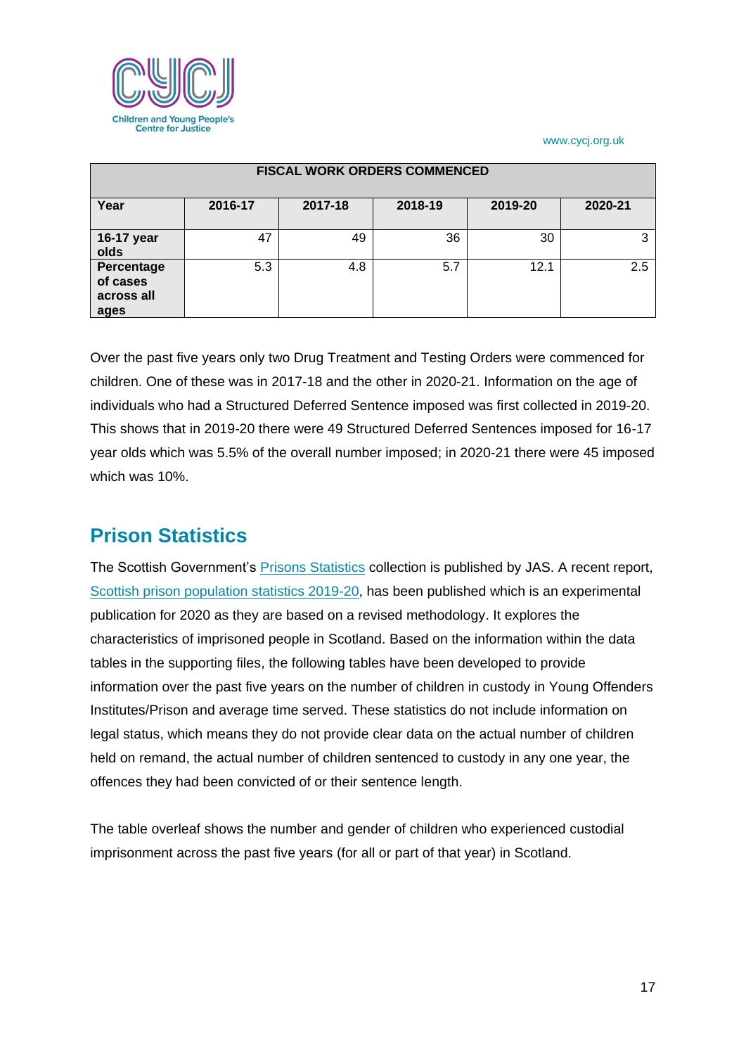| FISCAL WORK ORDERS COMMENCED | | | | | |
|---|---|---|---|---|---|
| **Year** | **2016-17** | **2017-18** | **2018-19** | **2019-20** | **2020-21** |
| **16-17 year olds** | 47 | 49 | 36 | 30 | 3 |
| **Percentage of cases across all ages** | 5.3 | 4.8 | 5.7 | 12.1 | 2.5 |

Over the past five years only two Drug Treatment and Testing Orders were commenced for children. One of these was in 2017-18 and the other in 2020-21. Information on the age of individuals who had a Structured Deferred Sentence imposed was first collected in 2019-20. This shows that in 2019-20 there were 49 Structured Deferred Sentences imposed for 16-17 year olds which was 5.5% of the overall number imposed; in 2020-21 there were 45 imposed which was 10%.

## Prison Statistics

The Scottish Government's Prisons Statistics collection is published by JAS. A recent report, Scottish prison population statistics 2019-20, has been published which is an experimental publication for 2020 as they are based on a revised methodology. It explores the characteristics of imprisoned people in Scotland. Based on the information within the data tables in the supporting files, the following tables have been developed to provide information over the past five years on the number of children in custody in Young Offenders Institutes/Prison and average time served. These statistics do not include information on legal status, which means they do not provide clear data on the actual number of children held on remand, the actual number of children sentenced to custody in any one year, the offences they had been convicted of or their sentence length.

The table overleaf shows the number and gender of children who experienced custodial imprisonment across the past five years (for all or part of that year) in Scotland.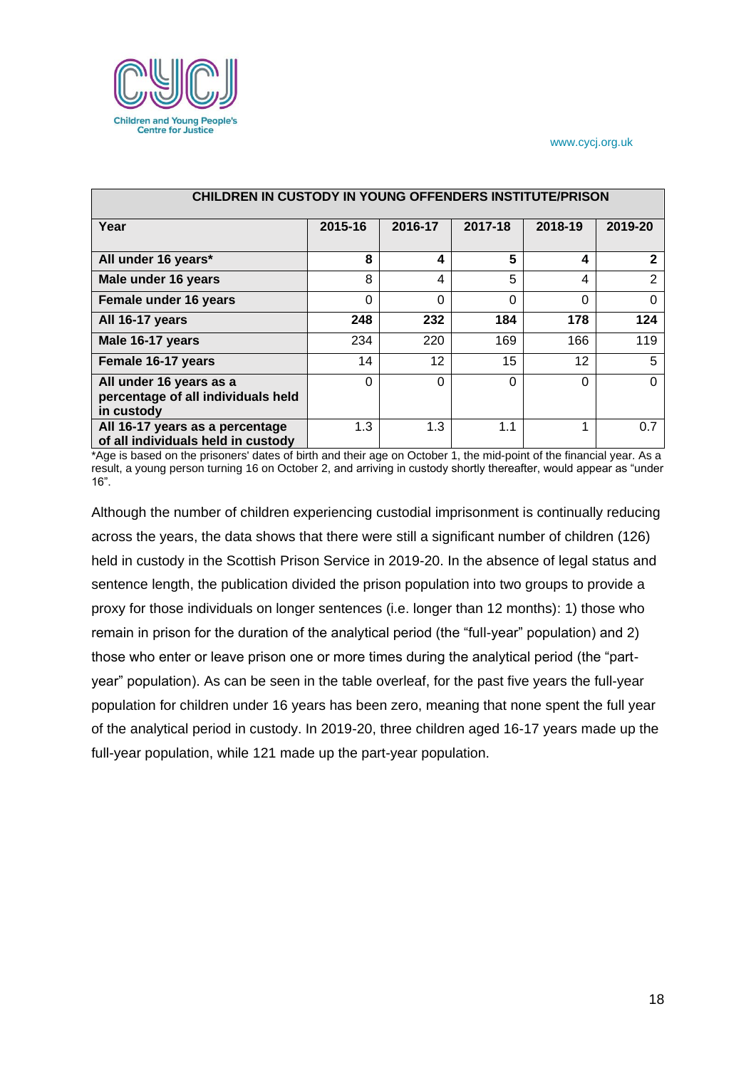| CHILDREN IN CUSTODY IN YOUNG OFFENDERS INSTITUTE/PRISON | | | | | |
|---|---|---|---|---|---|
| **Year** | **2015-16** | **2016-17** | **2017-18** | **2018-19** | **2019-20** |
| **All under 16 years*** | **8** | **4** | **5** | **4** | **2** |
| **Male under 16 years** | 8 | 4 | 5 | 4 | 2 |
| **Female under 16 years** | 0 | 0 | 0 | 0 | 0 |
| **All 16-17 years** | **248** | **232** | **184** | **178** | **124** |
| **Male 16-17 years** | 234 | 220 | 169 | 166 | 119 |
| **Female 16-17 years** | 14 | 12 | 15 | 12 | 5 |
| **All under 16 years as a percentage of all individuals held in custody** | 0 | 0 | 0 | 0 | 0 |
| **All 16-17 years as a percentage of all individuals held in custody** | 1.3 | 1.3 | 1.1 | 1 | 0.7 |

*Age is based on the prisoners' dates of birth and their age on October 1, the mid-point of the financial year. As a result, a young person turning 16 on October 2, and arriving in custody shortly thereafter, would appear as "under 16".

Although the number of children experiencing custodial imprisonment is continually reducing across the years, the data shows that there were still a significant number of children (126) held in custody in the Scottish Prison Service in 2019-20. In the absence of legal status and sentence length, the publication divided the prison population into two groups to provide a proxy for those individuals on longer sentences (i.e. longer than 12 months): 1) those who remain in prison for the duration of the analytical period (the "full-year" population) and 2) those who enter or leave prison one or more times during the analytical period (the "part-year" population). As can be seen in the table overleaf, for the past five years the full-year population for children under 16 years has been zero, meaning that none spent the full year of the analytical period in custody. In 2019-20, three children aged 16-17 years made up the full-year population, while 121 made up the part-year population.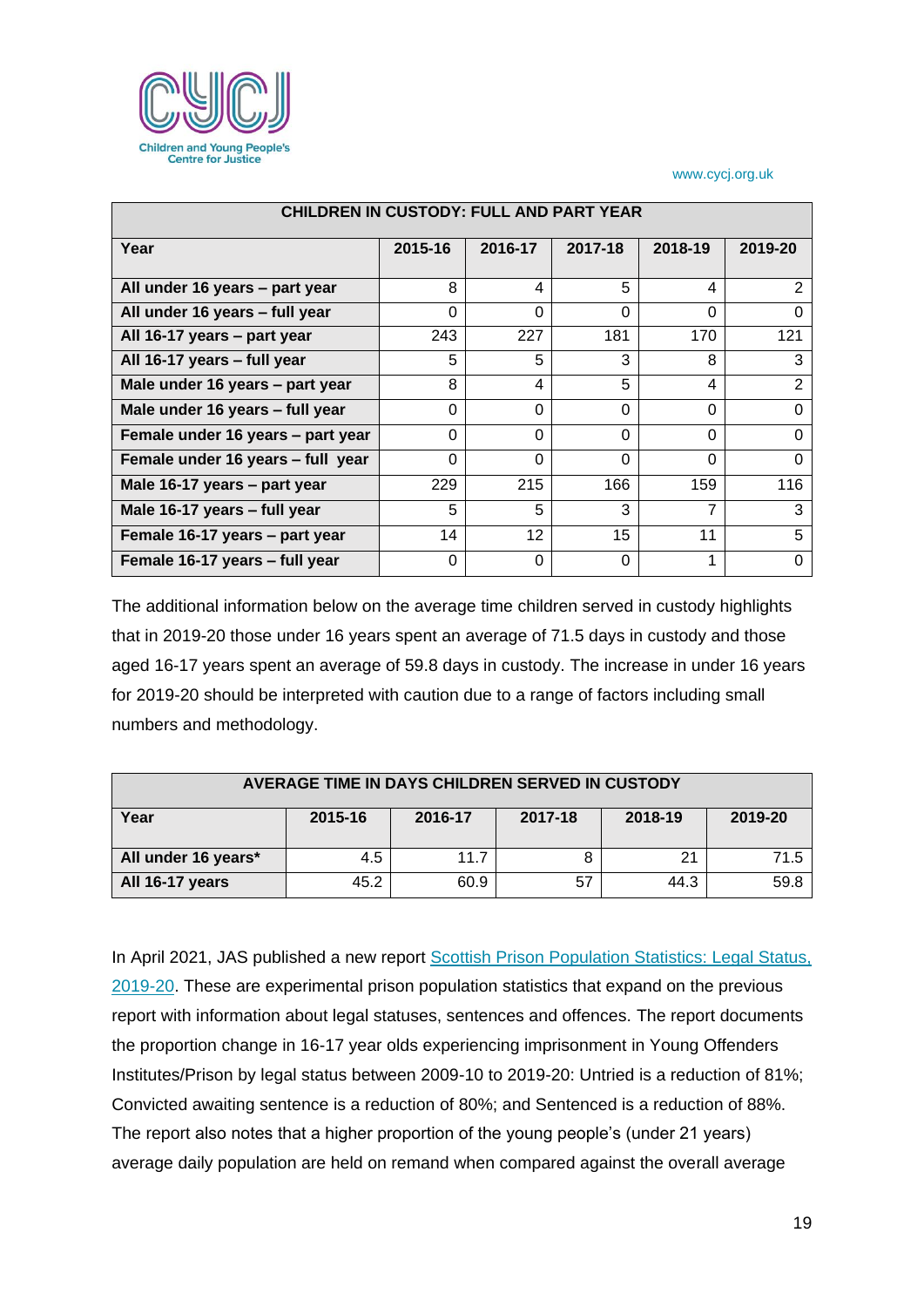| CHILDREN IN CUSTODY: FULL AND PART YEAR | | | | | |
|---|---|---|---|---|---|
| **Year** | **2015-16** | **2016-17** | **2017-18** | **2018-19** | **2019-20** |
| **All under 16 years – part year** | 8 | 4 | 5 | 4 | 2 |
| **All under 16 years – full year** | 0 | 0 | 0 | 0 | 0 |
| **All 16-17 years – part year** | 243 | 227 | 181 | 170 | 121 |
| **All 16-17 years – full year** | 5 | 5 | 3 | 8 | 3 |
| **Male under 16 years – part year** | 8 | 4 | 5 | 4 | 2 |
| **Male under 16 years – full year** | 0 | 0 | 0 | 0 | 0 |
| **Female under 16 years – part year** | 0 | 0 | 0 | 0 | 0 |
| **Female under 16 years – full year** | 0 | 0 | 0 | 0 | 0 |
| **Male 16-17 years – part year** | 229 | 215 | 166 | 159 | 116 |
| **Male 16-17 years – full year** | 5 | 5 | 3 | 7 | 3 |
| **Female 16-17 years – part year** | 14 | 12 | 15 | 11 | 5 |
| **Female 16-17 years – full year** | 0 | 0 | 0 | 1 | 0 |

The additional information below on the average time children served in custody highlights that in 2019-20 those under 16 years spent an average of 71.5 days in custody and those aged 16-17 years spent an average of 59.8 days in custody. The increase in under 16 years for 2019-20 should be interpreted with caution due to a range of factors including small numbers and methodology.

| AVERAGE TIME IN DAYS CHILDREN SERVED IN CUSTODY | | | | | |
|---|---|---|---|---|---|
| **Year** | **2015-16** | **2016-17** | **2017-18** | **2018-19** | **2019-20** |
| **All under 16 years*** | 4.5 | 11.7 | 8 | 21 | 71.5 |
| **All 16-17 years** | 45.2 | 60.9 | 57 | 44.3 | 59.8 |

In April 2021, JAS published a new report [Scottish Prison Population Statistics: Legal Status, 2019-20](). These are experimental prison population statistics that expand on the previous report with information about legal statuses, sentences and offences. The report documents the proportion change in 16-17 year olds experiencing imprisonment in Young Offenders Institutes/Prison by legal status between 2009-10 to 2019-20: Untried is a reduction of 81%; Convicted awaiting sentence is a reduction of 80%; and Sentenced is a reduction of 88%. The report also notes that a higher proportion of the young people's (under 21 years) average daily population are held on remand when compared against the overall average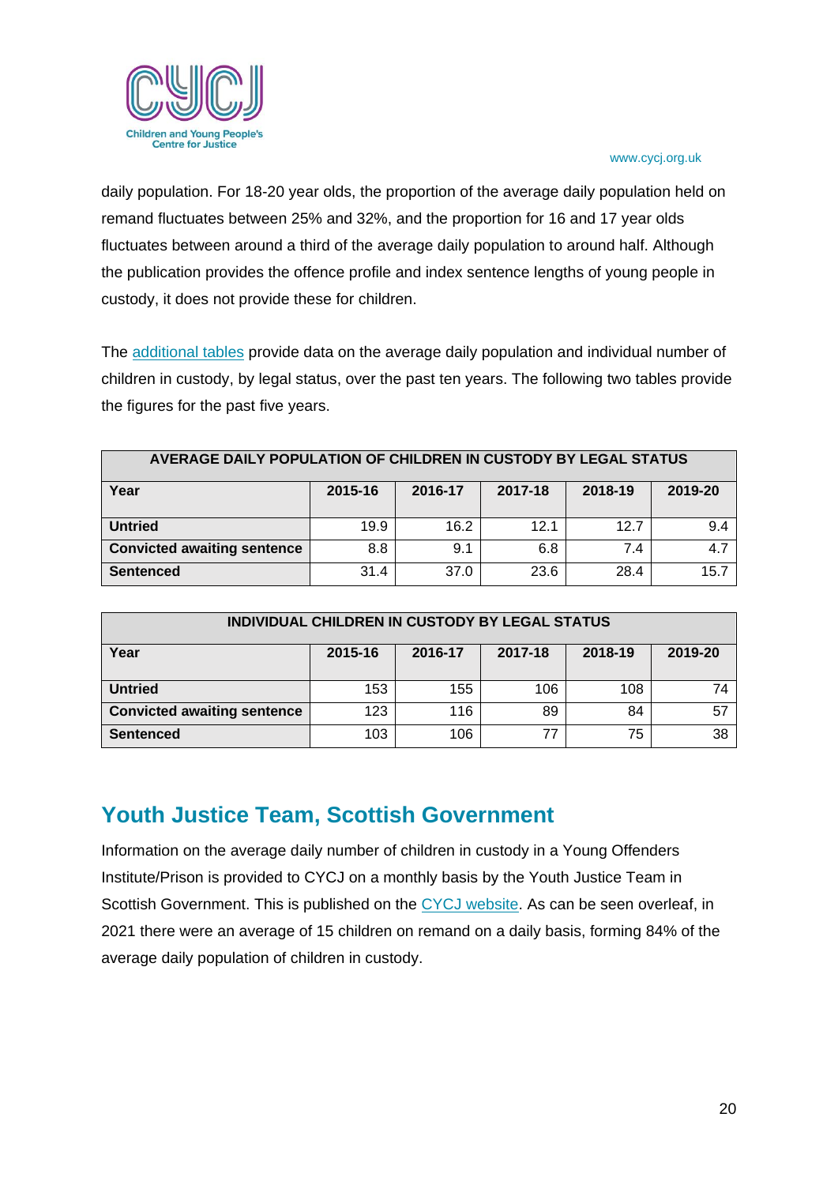daily population. For 18-20 year olds, the proportion of the average daily population held on remand fluctuates between 25% and 32%, and the proportion for 16 and 17 year olds fluctuates between around a third of the average daily population to around half. Although the publication provides the offence profile and index sentence lengths of young people in custody, it does not provide these for children.

The additional tables provide data on the average daily population and individual number of children in custody, by legal status, over the past ten years. The following two tables provide the figures for the past five years.

| AVERAGE DAILY POPULATION OF CHILDREN IN CUSTODY BY LEGAL STATUS | | | | | |
|---|---|---|---|---|---|
| **Year** | **2015-16** | **2016-17** | **2017-18** | **2018-19** | **2019-20** |
| **Untried** | 19.9 | 16.2 | 12.1 | 12.7 | 9.4 |
| **Convicted awaiting sentence** | 8.8 | 9.1 | 6.8 | 7.4 | 4.7 |
| **Sentenced** | 31.4 | 37.0 | 23.6 | 28.4 | 15.7 |

| INDIVIDUAL CHILDREN IN CUSTODY BY LEGAL STATUS | | | | | |
|---|---|---|---|---|---|
| **Year** | **2015-16** | **2016-17** | **2017-18** | **2018-19** | **2019-20** |
| **Untried** | 153 | 155 | 106 | 108 | 74 |
| **Convicted awaiting sentence** | 123 | 116 | 89 | 84 | 57 |
| **Sentenced** | 103 | 106 | 77 | 75 | 38 |

## Youth Justice Team, Scottish Government

Information on the average daily number of children in custody in a Young Offenders Institute/Prison is provided to CYCJ on a monthly basis by the Youth Justice Team in Scottish Government. This is published on the CYCJ website. As can be seen overleaf, in 2021 there were an average of 15 children on remand on a daily basis, forming 84% of the average daily population of children in custody.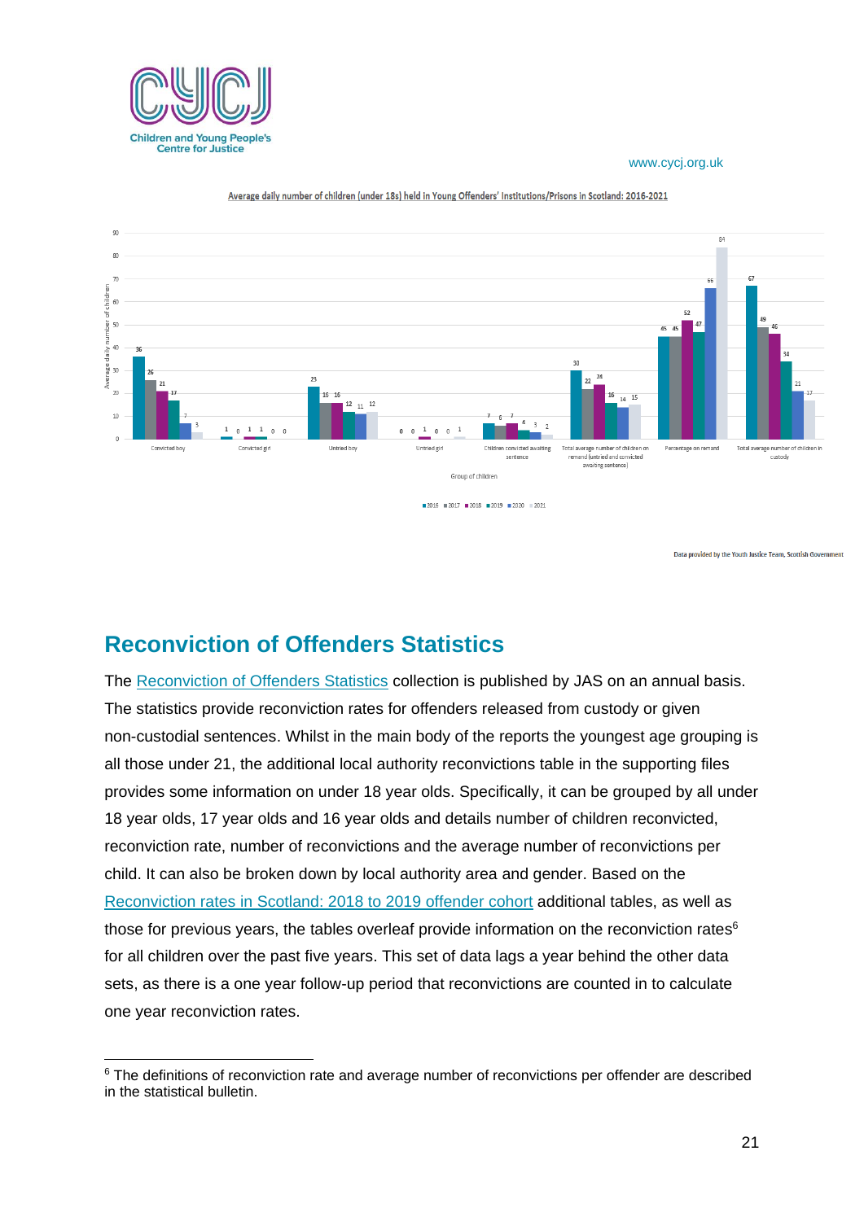Average daily number of children (under 18s) held in Young Offenders' Institutions/Prisons in Scotland: 2016-2021

| Group of children | 2016 | 2017 | 2018 | 2019 | 2020 | 2021 |
|---|---|---|---|---|---|---|
| Convicted boy | 36 | 26 | 21 | 17 | 7 | 3 |
| Convicted girl | 1 | 0 | 1 | 1 | 0 | 0 |
| Untried boy | 23 | 16 | 16 | 12 | 11 | 12 |
| Untried girl | 0 | 0 | 1 | 0 | 0 | 1 |
| Children convicted awaiting sentence | 7 | 6 | 7 | 4 | 3 | 2 |
| Total average number of children on remand (untried and convicted awaiting sentence) | 30 | 22 | 24 | 16 | 14 | 15 |
| Percentage on remand | 45 | 45 | 52 | 47 | 66 | 84 |
| Total average number of children in custody | 67 | 49 | 46 | 34 | 21 | 17 |

Data provided by the Youth Justice Team, Scottish Government

## Reconviction of Offenders Statistics

The Reconviction of Offenders Statistics collection is published by JAS on an annual basis. The statistics provide reconviction rates for offenders released from custody or given non-custodial sentences. Whilst in the main body of the reports the youngest age grouping is all those under 21, the additional local authority reconvictions table in the supporting files provides some information on under 18 year olds. Specifically, it can be grouped by all under 18 year olds, 17 year olds and 16 year olds and details number of children reconvicted, reconviction rate, number of reconvictions and the average number of reconvictions per child. It can also be broken down by local authority area and gender. Based on the Reconviction rates in Scotland: 2018 to 2019 offender cohort additional tables, as well as those for previous years, the tables overleaf provide information on the reconviction rates[6] for all children over the past five years. This set of data lags a year behind the other data sets, as there is a one year follow-up period that reconvictions are counted in to calculate one year reconviction rates.

[6] The definitions of reconviction rate and average number of reconvictions per offender are described in the statistical bulletin.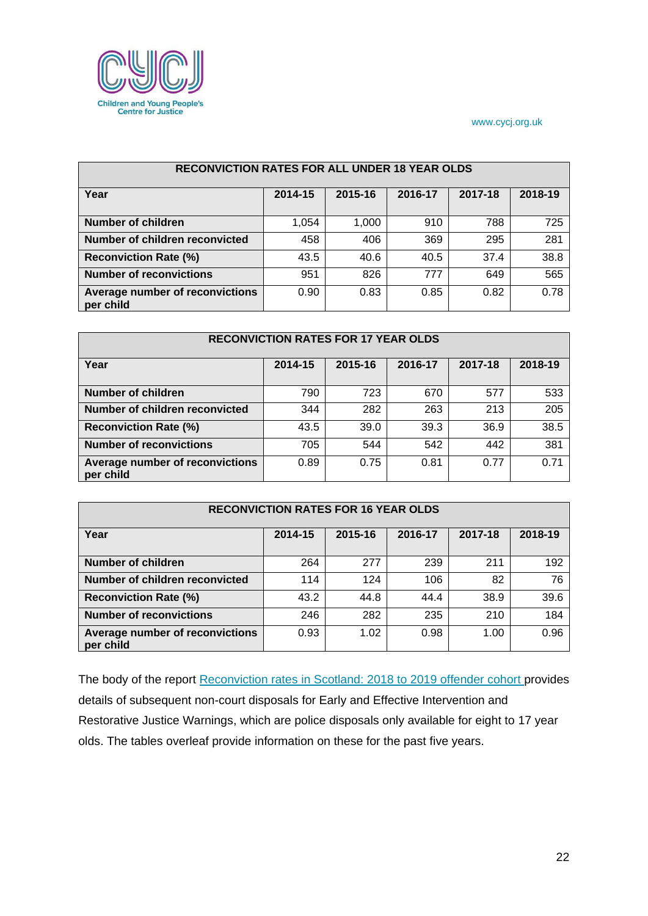| RECONVICTION RATES FOR ALL UNDER 18 YEAR OLDS | | | | | |
|---|---|---|---|---|---|
| **Year** | **2014-15** | **2015-16** | **2016-17** | **2017-18** | **2018-19** |
| **Number of children** | 1,054 | 1,000 | 910 | 788 | 725 |
| **Number of children reconvicted** | 458 | 406 | 369 | 295 | 281 |
| **Reconviction Rate (%)** | 43.5 | 40.6 | 40.5 | 37.4 | 38.8 |
| **Number of reconvictions** | 951 | 826 | 777 | 649 | 565 |
| **Average number of reconvictions per child** | 0.90 | 0.83 | 0.85 | 0.82 | 0.78 |

| RECONVICTION RATES FOR 17 YEAR OLDS | | | | | |
|---|---|---|---|---|---|
| **Year** | **2014-15** | **2015-16** | **2016-17** | **2017-18** | **2018-19** |
| **Number of children** | 790 | 723 | 670 | 577 | 533 |
| **Number of children reconvicted** | 344 | 282 | 263 | 213 | 205 |
| **Reconviction Rate (%)** | 43.5 | 39.0 | 39.3 | 36.9 | 38.5 |
| **Number of reconvictions** | 705 | 544 | 542 | 442 | 381 |
| **Average number of reconvictions per child** | 0.89 | 0.75 | 0.81 | 0.77 | 0.71 |

| RECONVICTION RATES FOR 16 YEAR OLDS | | | | | |
|---|---|---|---|---|---|
| **Year** | **2014-15** | **2015-16** | **2016-17** | **2017-18** | **2018-19** |
| **Number of children** | 264 | 277 | 239 | 211 | 192 |
| **Number of children reconvicted** | 114 | 124 | 106 | 82 | 76 |
| **Reconviction Rate (%)** | 43.2 | 44.8 | 44.4 | 38.9 | 39.6 |
| **Number of reconvictions** | 246 | 282 | 235 | 210 | 184 |
| **Average number of reconvictions per child** | 0.93 | 1.02 | 0.98 | 1.00 | 0.96 |

The body of the report Reconviction rates in Scotland: 2018 to 2019 offender cohort provides details of subsequent non-court disposals for Early and Effective Intervention and Restorative Justice Warnings, which are police disposals only available for eight to 17 year olds. The tables overleaf provide information on these for the past five years.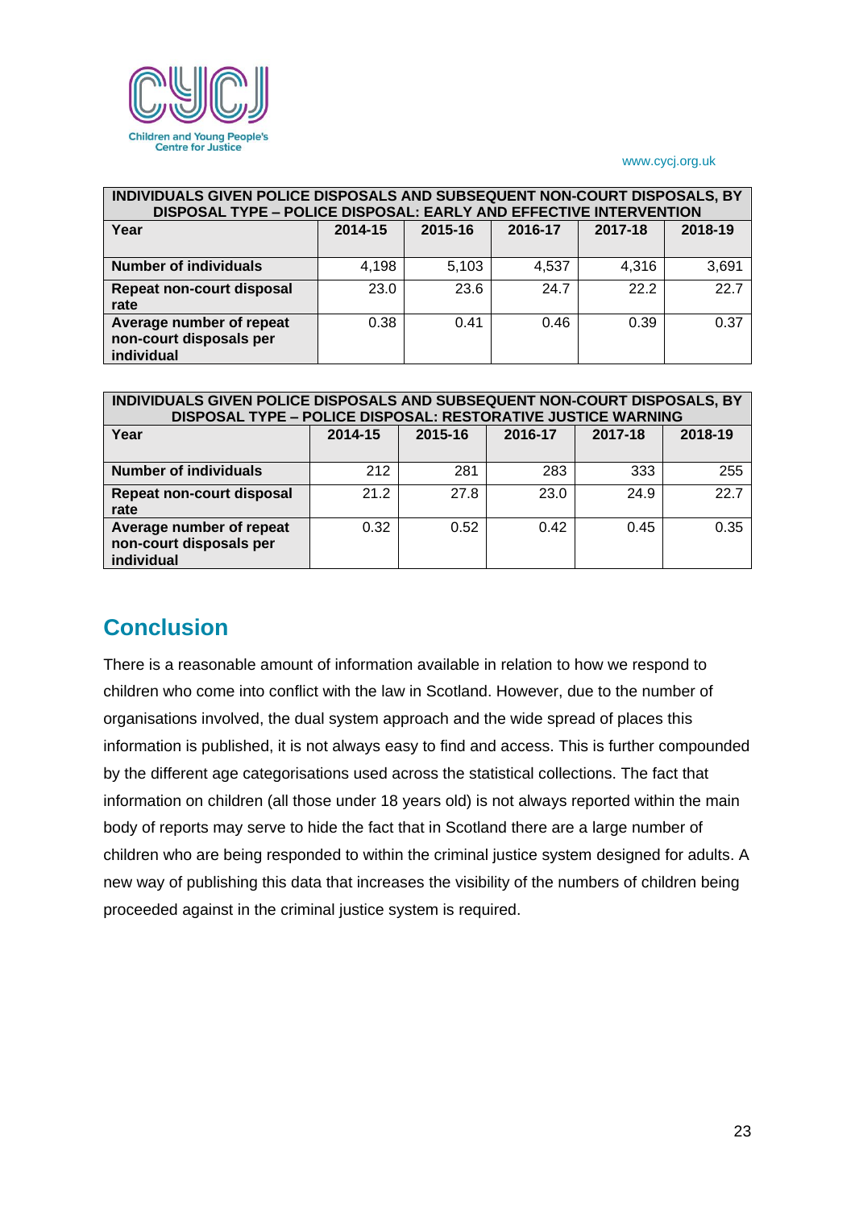| INDIVIDUALS GIVEN POLICE DISPOSALS AND SUBSEQUENT NON-COURT DISPOSALS, BY DISPOSAL TYPE – POLICE DISPOSAL: EARLY AND EFFECTIVE INTERVENTION | | | | | |
|---|---|---|---|---|---|
| **Year** | **2014-15** | **2015-16** | **2016-17** | **2017-18** | **2018-19** |
| **Number of individuals** | 4,198 | 5,103 | 4,537 | 4,316 | 3,691 |
| **Repeat non-court disposal rate** | 23.0 | 23.6 | 24.7 | 22.2 | 22.7 |
| **Average number of repeat non-court disposals per individual** | 0.38 | 0.41 | 0.46 | 0.39 | 0.37 |

| INDIVIDUALS GIVEN POLICE DISPOSALS AND SUBSEQUENT NON-COURT DISPOSALS, BY DISPOSAL TYPE – POLICE DISPOSAL: RESTORATIVE JUSTICE WARNING | | | | | |
|---|---|---|---|---|---|
| **Year** | **2014-15** | **2015-16** | **2016-17** | **2017-18** | **2018-19** |
| **Number of individuals** | 212 | 281 | 283 | 333 | 255 |
| **Repeat non-court disposal rate** | 21.2 | 27.8 | 23.0 | 24.9 | 22.7 |
| **Average number of repeat non-court disposals per individual** | 0.32 | 0.52 | 0.42 | 0.45 | 0.35 |

## Conclusion

There is a reasonable amount of information available in relation to how we respond to children who come into conflict with the law in Scotland. However, due to the number of organisations involved, the dual system approach and the wide spread of places this information is published, it is not always easy to find and access. This is further compounded by the different age categorisations used across the statistical collections. The fact that information on children (all those under 18 years old) is not always reported within the main body of reports may serve to hide the fact that in Scotland there are a large number of children who are being responded to within the criminal justice system designed for adults. A new way of publishing this data that increases the visibility of the numbers of children being proceeded against in the criminal justice system is required.